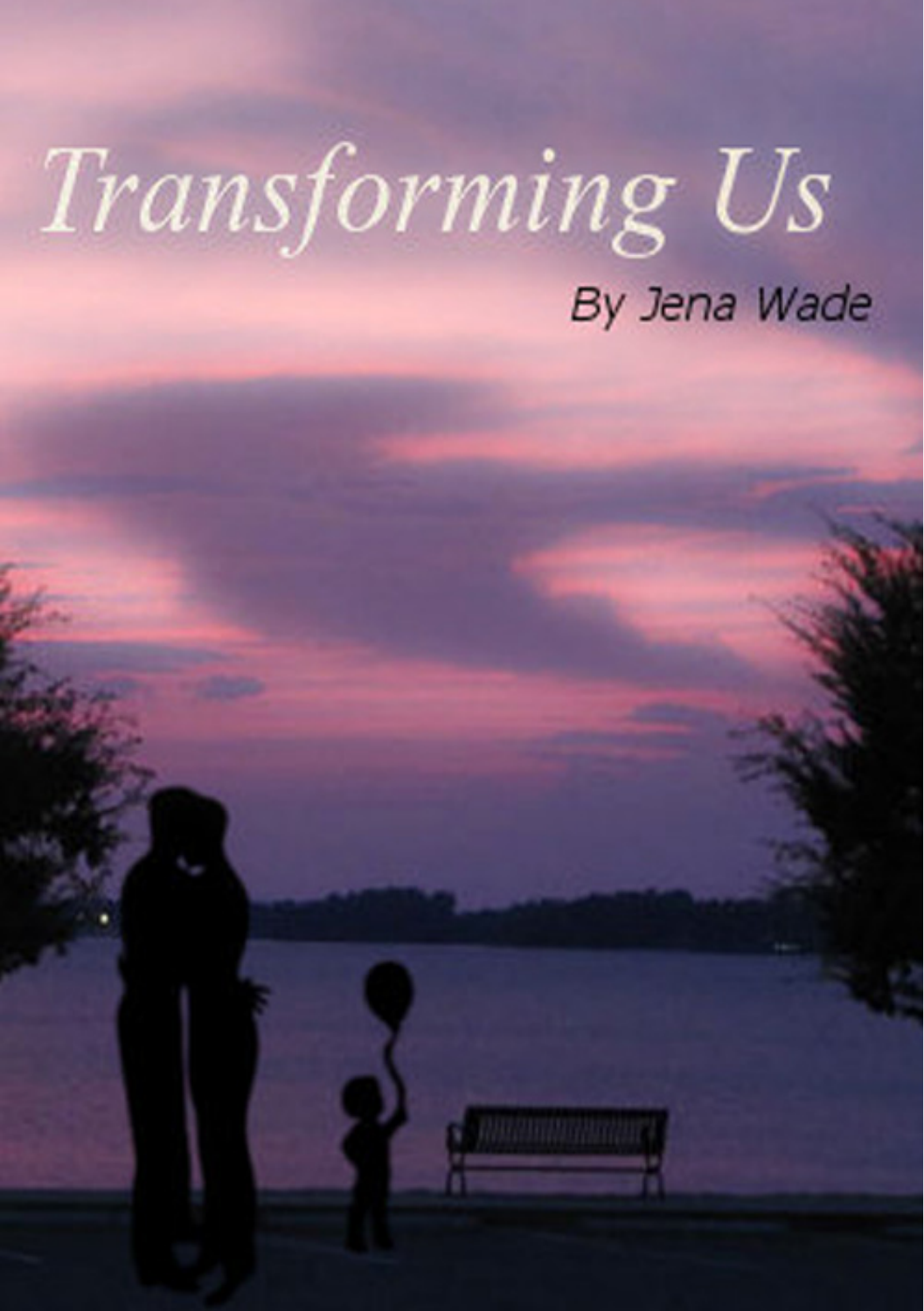# Transforming Us

By Jena Wade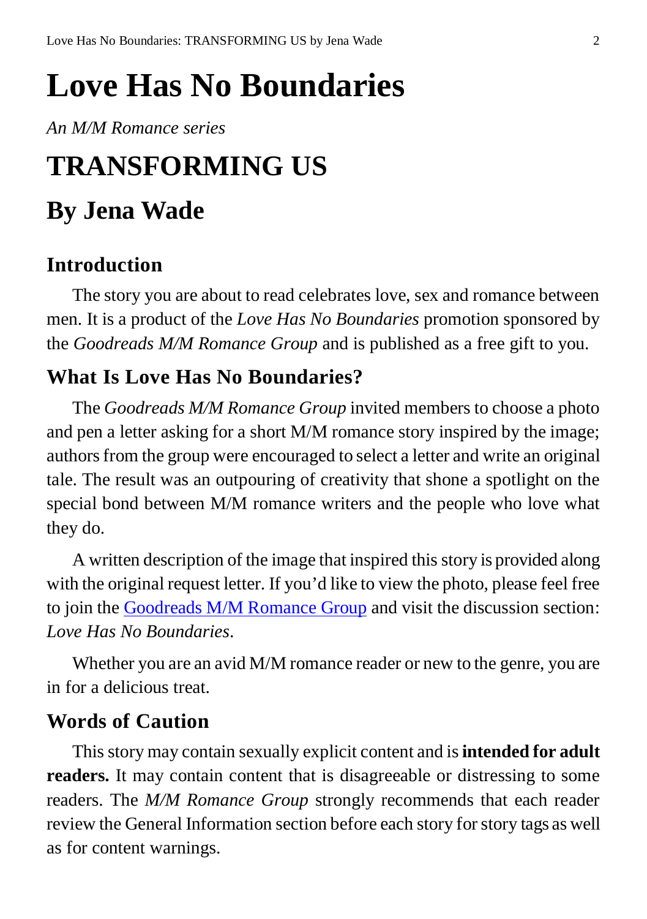# Love Has No Boundaries

*An M/M Romance series*

# TRANSFORMING US

## By Jena Wade

### Introduction

The story you are about to read celebrates love, sex and romance between men. It is a product of the *Love Has No Boundaries* promotion sponsored by the *Goodreads M/M Romance Group* and is published as a free gift to you.

### What Is Love Has No Boundaries?

The *Goodreads M/M Romance Group* invited members to choose a photo and pen a letter asking for a short M/M romance story inspired by the image; authors from the group were encouraged to select a letter and write an original tale. The result was an outpouring of creativity that shone a spotlight on the special bond between M/M romance writers and the people who love what they do.

A written description of the image that inspired this story is provided along with the original request letter. If you'd like to view the photo, please feel free to join the Goodreads M/M Romance Group and visit the discussion section: *Love Has No Boundaries*.

Whether you are an avid M/M romance reader or new to the genre, you are in for a delicious treat.

### Words of Caution

This story may contain sexually explicit content and is **intended for adult readers.** It may contain content that is disagreeable or distressing to some readers. The *M/M Romance Group* strongly recommends that each reader review the General Information section before each story for story tags as well as for content warnings.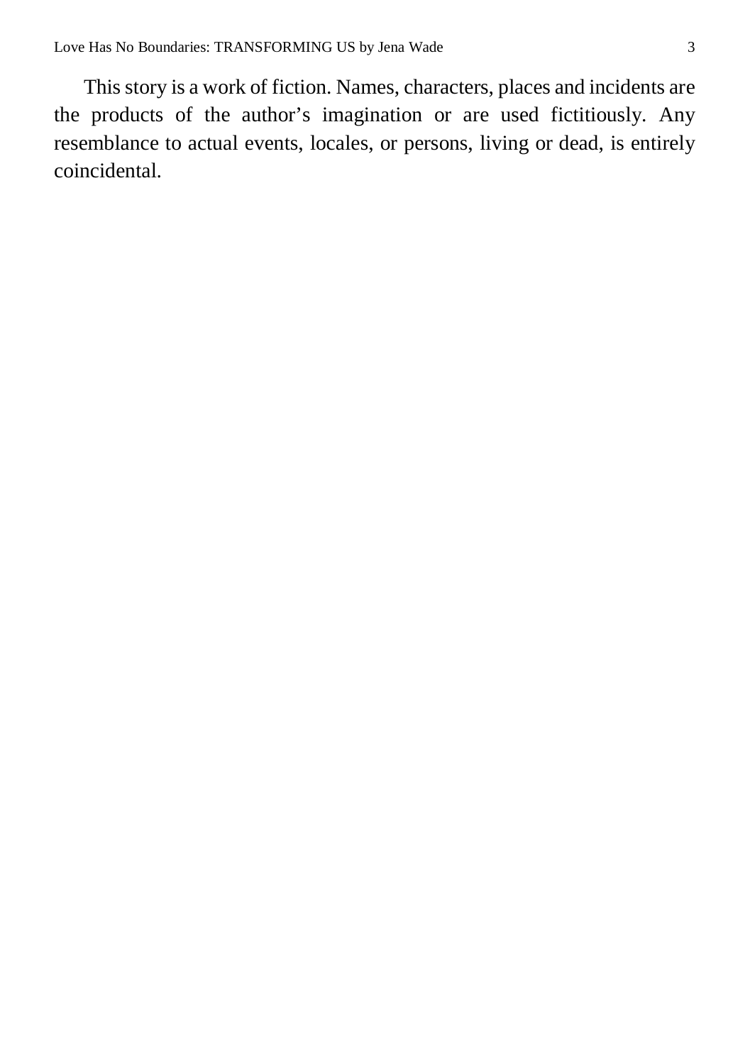This story is a work of fiction. Names, characters, places and incidents are the products of the author’s imagination or are used fictitiously. Any resemblance to actual events, locales, or persons, living or dead, is entirely coincidental.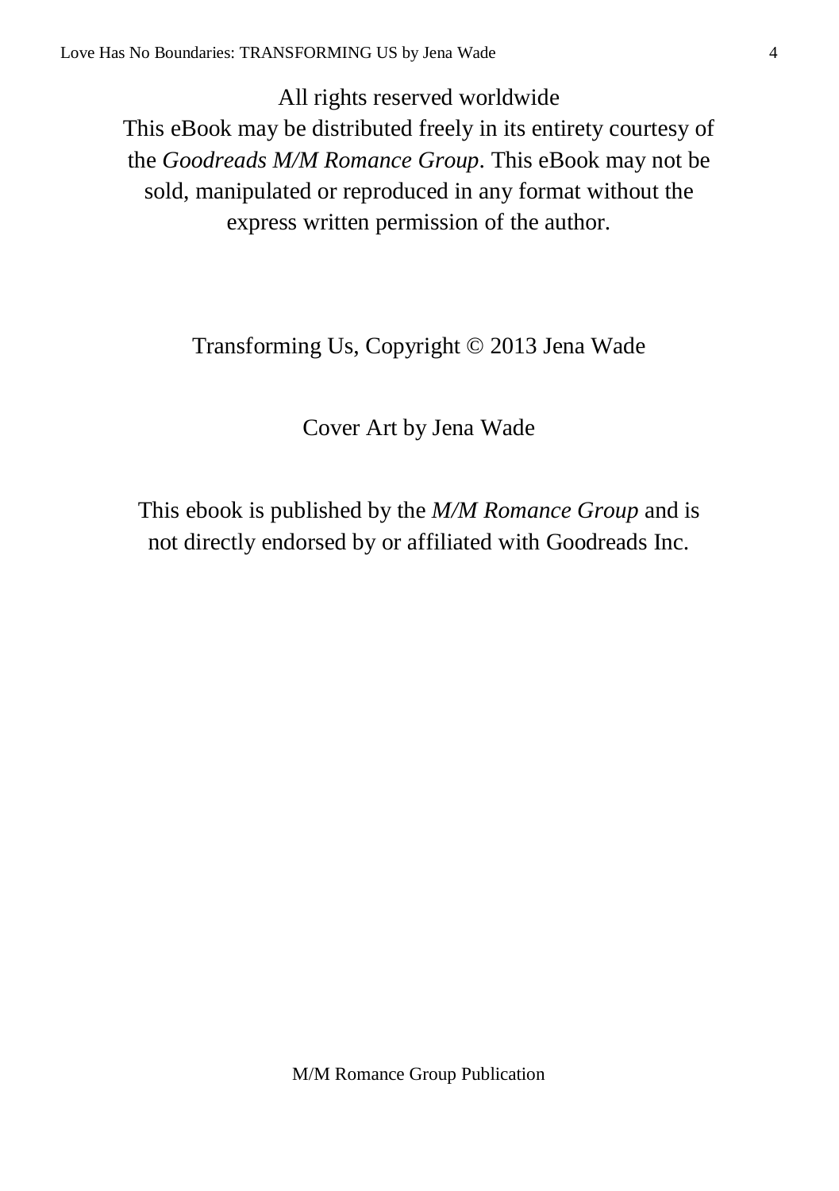All rights reserved worldwide
This eBook may be distributed freely in its entirety courtesy of the *Goodreads M/M Romance Group*. This eBook may not be sold, manipulated or reproduced in any format without the express written permission of the author.

Transforming Us, Copyright © 2013 Jena Wade

Cover Art by Jena Wade

This ebook is published by the *M/M Romance Group* and is not directly endorsed by or affiliated with Goodreads Inc.

M/M Romance Group Publication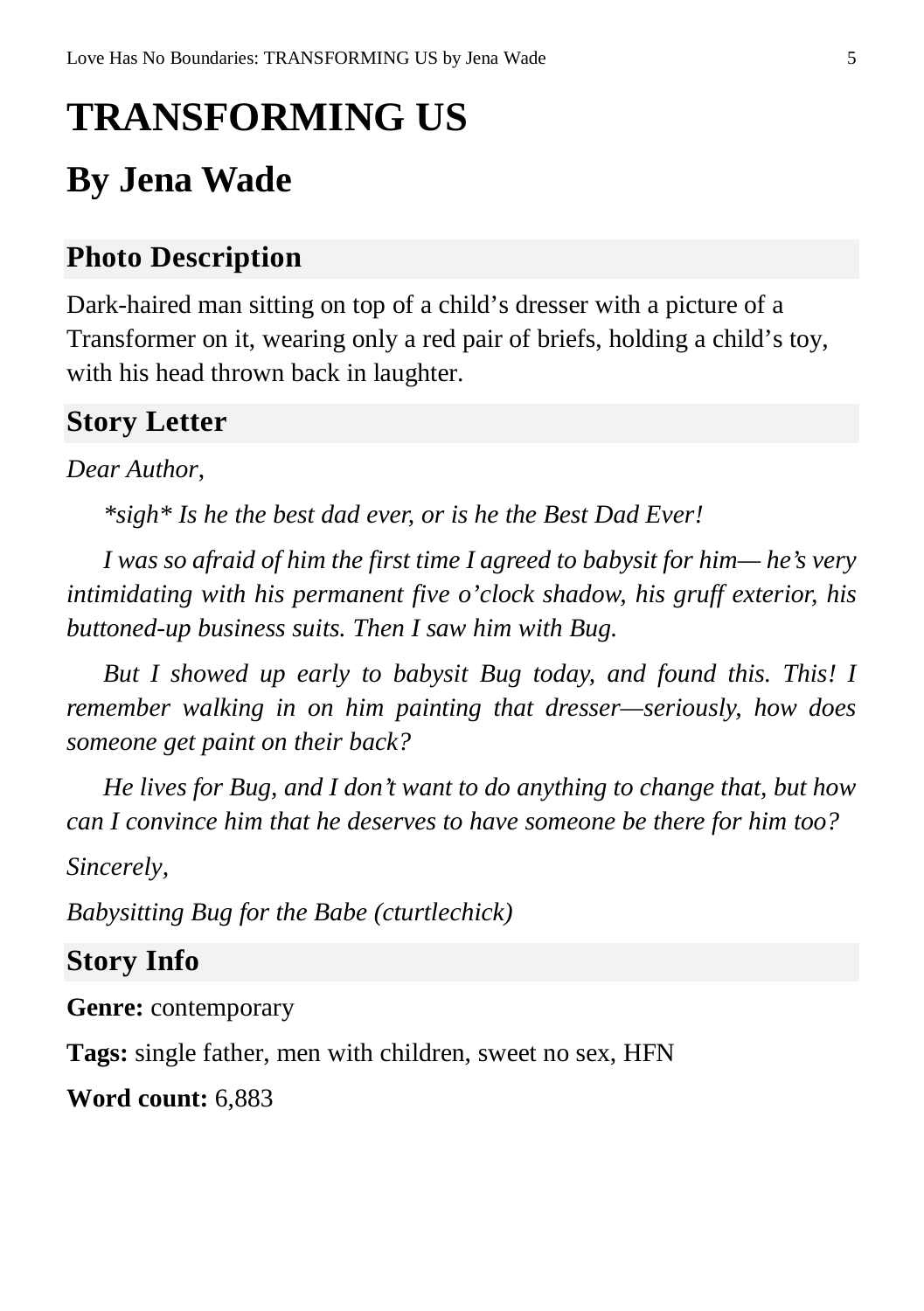# TRANSFORMING US

## By Jena Wade

### Photo Description

Dark-haired man sitting on top of a child's dresser with a picture of a Transformer on it, wearing only a red pair of briefs, holding a child's toy, with his head thrown back in laughter.

### Story Letter

*Dear Author,*

*\*sigh\* Is he the best dad ever, or is he the Best Dad Ever!*

*I was so afraid of him the first time I agreed to babysit for him— he's very intimidating with his permanent five o'clock shadow, his gruff exterior, his buttoned-up business suits. Then I saw him with Bug.*

*But I showed up early to babysit Bug today, and found this. This! I remember walking in on him painting that dresser—seriously, how does someone get paint on their back?*

*He lives for Bug, and I don't want to do anything to change that, but how can I convince him that he deserves to have someone be there for him too?*

*Sincerely,*

*Babysitting Bug for the Babe (cturtlechick)*

### Story Info

**Genre:** contemporary

**Tags:** single father, men with children, sweet no sex, HFN

**Word count:** 6,883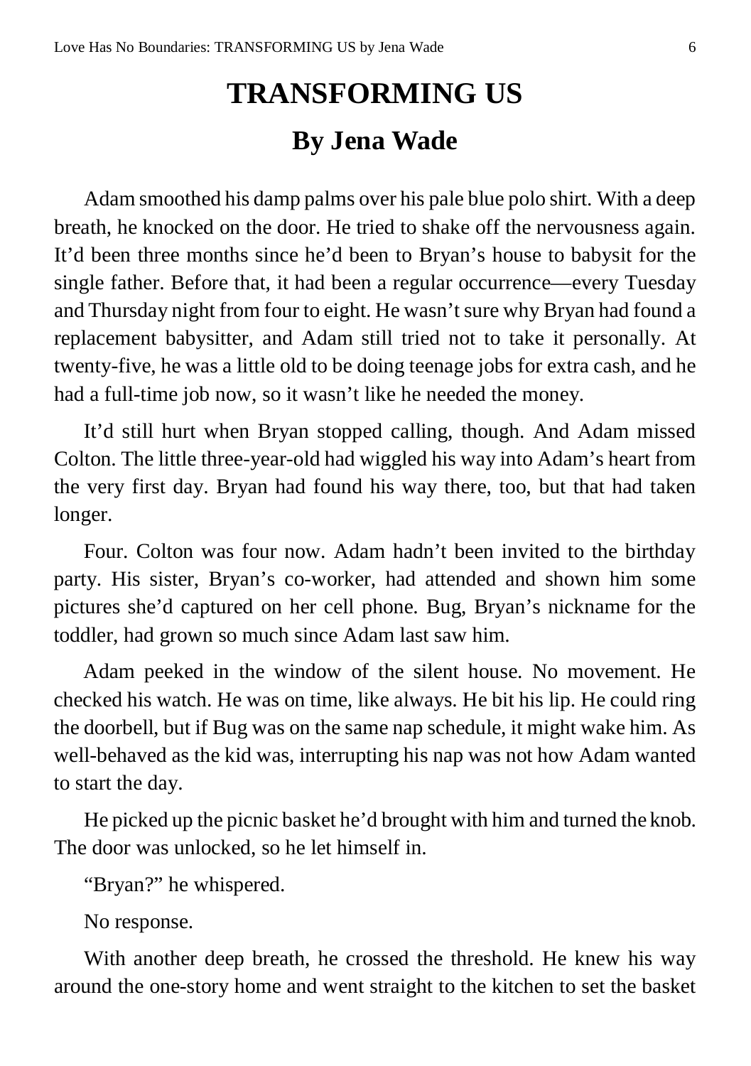# TRANSFORMING US

## By Jena Wade

Adam smoothed his damp palms over his pale blue polo shirt. With a deep breath, he knocked on the door. He tried to shake off the nervousness again. It'd been three months since he'd been to Bryan's house to babysit for the single father. Before that, it had been a regular occurrence—every Tuesday and Thursday night from four to eight. He wasn't sure why Bryan had found a replacement babysitter, and Adam still tried not to take it personally. At twenty-five, he was a little old to be doing teenage jobs for extra cash, and he had a full-time job now, so it wasn't like he needed the money.

It'd still hurt when Bryan stopped calling, though. And Adam missed Colton. The little three-year-old had wiggled his way into Adam's heart from the very first day. Bryan had found his way there, too, but that had taken longer.

Four. Colton was four now. Adam hadn't been invited to the birthday party. His sister, Bryan's co-worker, had attended and shown him some pictures she'd captured on her cell phone. Bug, Bryan's nickname for the toddler, had grown so much since Adam last saw him.

Adam peeked in the window of the silent house. No movement. He checked his watch. He was on time, like always. He bit his lip. He could ring the doorbell, but if Bug was on the same nap schedule, it might wake him. As well-behaved as the kid was, interrupting his nap was not how Adam wanted to start the day.

He picked up the picnic basket he'd brought with him and turned the knob. The door was unlocked, so he let himself in.

"Bryan?" he whispered.

No response.

With another deep breath, he crossed the threshold. He knew his way around the one-story home and went straight to the kitchen to set the basket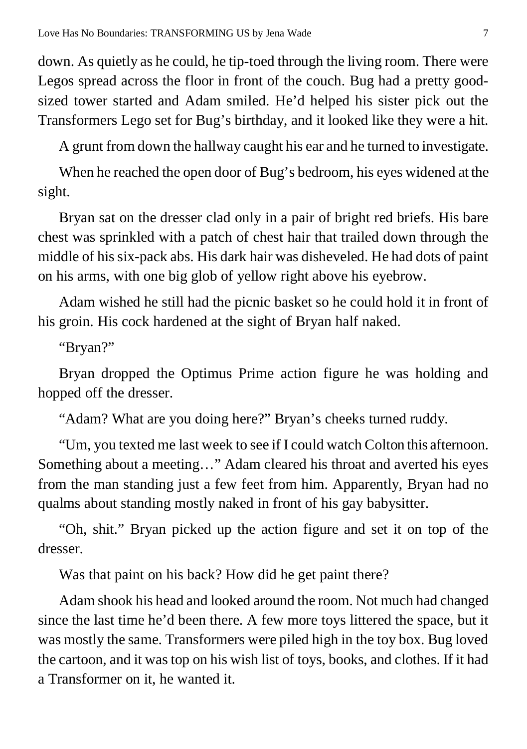down. As quietly as he could, he tip-toed through the living room. There were Legos spread across the floor in front of the couch. Bug had a pretty good-sized tower started and Adam smiled. He'd helped his sister pick out the Transformers Lego set for Bug's birthday, and it looked like they were a hit.

A grunt from down the hallway caught his ear and he turned to investigate.

When he reached the open door of Bug's bedroom, his eyes widened at the sight.

Bryan sat on the dresser clad only in a pair of bright red briefs. His bare chest was sprinkled with a patch of chest hair that trailed down through the middle of his six-pack abs. His dark hair was disheveled. He had dots of paint on his arms, with one big glob of yellow right above his eyebrow.

Adam wished he still had the picnic basket so he could hold it in front of his groin. His cock hardened at the sight of Bryan half naked.

"Bryan?"

Bryan dropped the Optimus Prime action figure he was holding and hopped off the dresser.

"Adam? What are you doing here?" Bryan's cheeks turned ruddy.

"Um, you texted me last week to see if I could watch Colton this afternoon. Something about a meeting…" Adam cleared his throat and averted his eyes from the man standing just a few feet from him. Apparently, Bryan had no qualms about standing mostly naked in front of his gay babysitter.

"Oh, shit." Bryan picked up the action figure and set it on top of the dresser.

Was that paint on his back? How did he get paint there?

Adam shook his head and looked around the room. Not much had changed since the last time he'd been there. A few more toys littered the space, but it was mostly the same. Transformers were piled high in the toy box. Bug loved the cartoon, and it was top on his wish list of toys, books, and clothes. If it had a Transformer on it, he wanted it.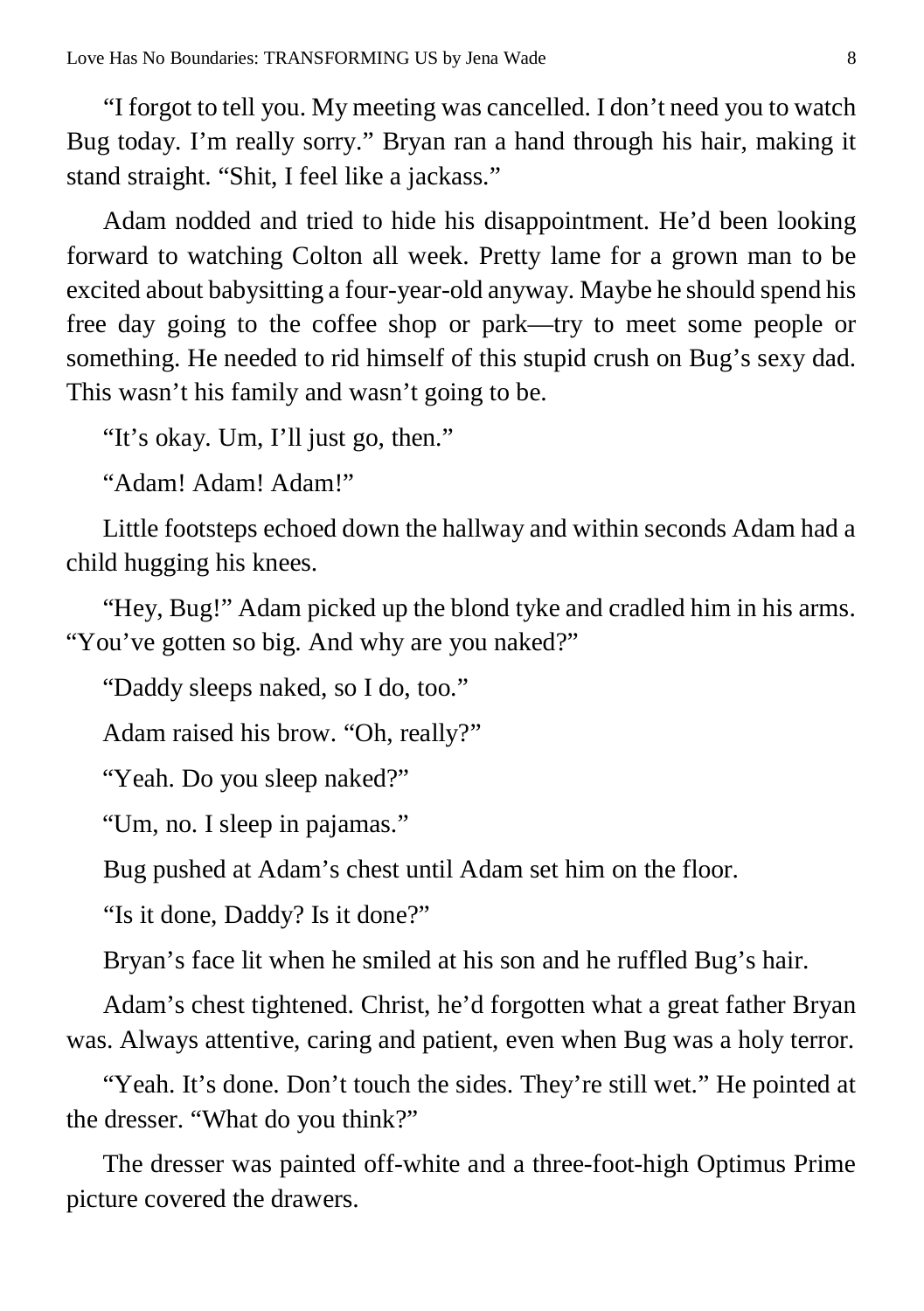"I forgot to tell you. My meeting was cancelled. I don't need you to watch Bug today. I'm really sorry." Bryan ran a hand through his hair, making it stand straight. "Shit, I feel like a jackass."

Adam nodded and tried to hide his disappointment. He'd been looking forward to watching Colton all week. Pretty lame for a grown man to be excited about babysitting a four-year-old anyway. Maybe he should spend his free day going to the coffee shop or park—try to meet some people or something. He needed to rid himself of this stupid crush on Bug's sexy dad. This wasn't his family and wasn't going to be.

"It's okay. Um, I'll just go, then."

"Adam! Adam! Adam!"

Little footsteps echoed down the hallway and within seconds Adam had a child hugging his knees.

"Hey, Bug!" Adam picked up the blond tyke and cradled him in his arms. "You've gotten so big. And why are you naked?"

"Daddy sleeps naked, so I do, too."

Adam raised his brow. "Oh, really?"

"Yeah. Do you sleep naked?"

"Um, no. I sleep in pajamas."

Bug pushed at Adam's chest until Adam set him on the floor.

"Is it done, Daddy? Is it done?"

Bryan's face lit when he smiled at his son and he ruffled Bug's hair.

Adam's chest tightened. Christ, he'd forgotten what a great father Bryan was. Always attentive, caring and patient, even when Bug was a holy terror.

"Yeah. It's done. Don't touch the sides. They're still wet." He pointed at the dresser. "What do you think?"

The dresser was painted off-white and a three-foot-high Optimus Prime picture covered the drawers.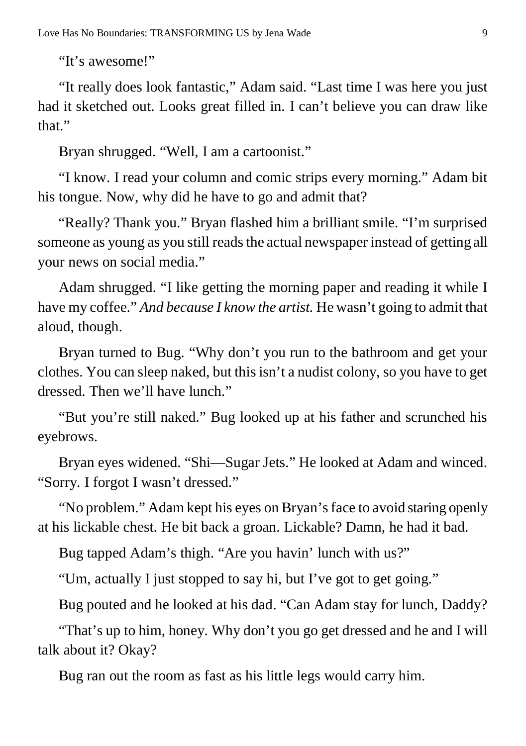"It's awesome!"

"It really does look fantastic," Adam said. "Last time I was here you just had it sketched out. Looks great filled in. I can't believe you can draw like that."

Bryan shrugged. "Well, I am a cartoonist."

"I know. I read your column and comic strips every morning." Adam bit his tongue. Now, why did he have to go and admit that?

"Really? Thank you." Bryan flashed him a brilliant smile. "I'm surprised someone as young as you still reads the actual newspaper instead of getting all your news on social media."

Adam shrugged. "I like getting the morning paper and reading it while I have my coffee." *And because I know the artist.* He wasn't going to admit that aloud, though.

Bryan turned to Bug. "Why don't you run to the bathroom and get your clothes. You can sleep naked, but this isn't a nudist colony, so you have to get dressed. Then we'll have lunch."

"But you're still naked." Bug looked up at his father and scrunched his eyebrows.

Bryan eyes widened. "Shi—Sugar Jets." He looked at Adam and winced. "Sorry. I forgot I wasn't dressed."

"No problem." Adam kept his eyes on Bryan's face to avoid staring openly at his lickable chest. He bit back a groan. Lickable? Damn, he had it bad.

Bug tapped Adam's thigh. "Are you havin' lunch with us?"

"Um, actually I just stopped to say hi, but I've got to get going."

Bug pouted and he looked at his dad. "Can Adam stay for lunch, Daddy?

"That's up to him, honey. Why don't you go get dressed and he and I will talk about it? Okay?

Bug ran out the room as fast as his little legs would carry him.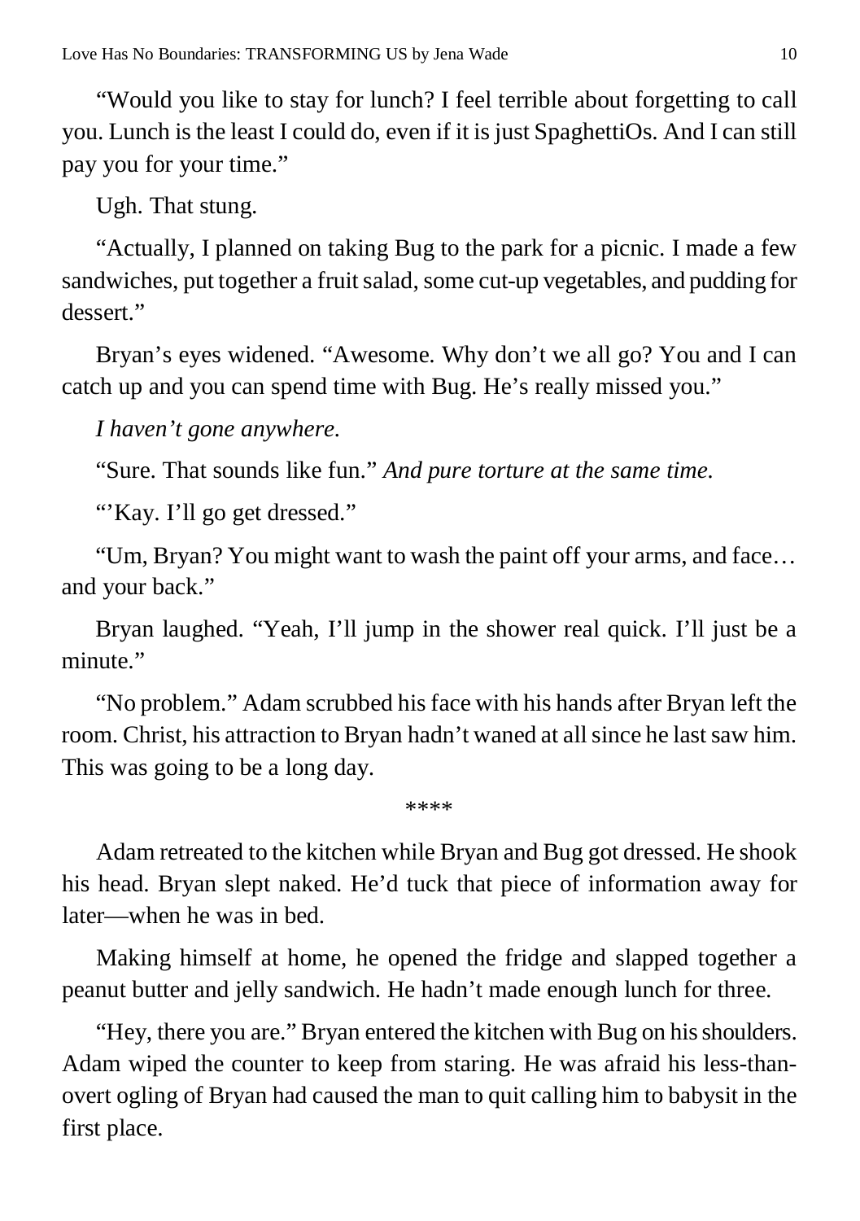"Would you like to stay for lunch? I feel terrible about forgetting to call you. Lunch is the least I could do, even if it is just SpaghettiOs. And I can still pay you for your time."

Ugh. That stung.

"Actually, I planned on taking Bug to the park for a picnic. I made a few sandwiches, put together a fruit salad, some cut-up vegetables, and pudding for dessert."

Bryan's eyes widened. "Awesome. Why don't we all go? You and I can catch up and you can spend time with Bug. He's really missed you."

*I haven't gone anywhere.*

"Sure. That sounds like fun." *And pure torture at the same time.*

"'Kay. I'll go get dressed."

"Um, Bryan? You might want to wash the paint off your arms, and face… and your back."

Bryan laughed. "Yeah, I'll jump in the shower real quick. I'll just be a minute."

"No problem." Adam scrubbed his face with his hands after Bryan left the room. Christ, his attraction to Bryan hadn't waned at all since he last saw him. This was going to be a long day.

****

Adam retreated to the kitchen while Bryan and Bug got dressed. He shook his head. Bryan slept naked. He'd tuck that piece of information away for later—when he was in bed.

Making himself at home, he opened the fridge and slapped together a peanut butter and jelly sandwich. He hadn't made enough lunch for three.

"Hey, there you are." Bryan entered the kitchen with Bug on his shoulders. Adam wiped the counter to keep from staring. He was afraid his less-than-overt ogling of Bryan had caused the man to quit calling him to babysit in the first place.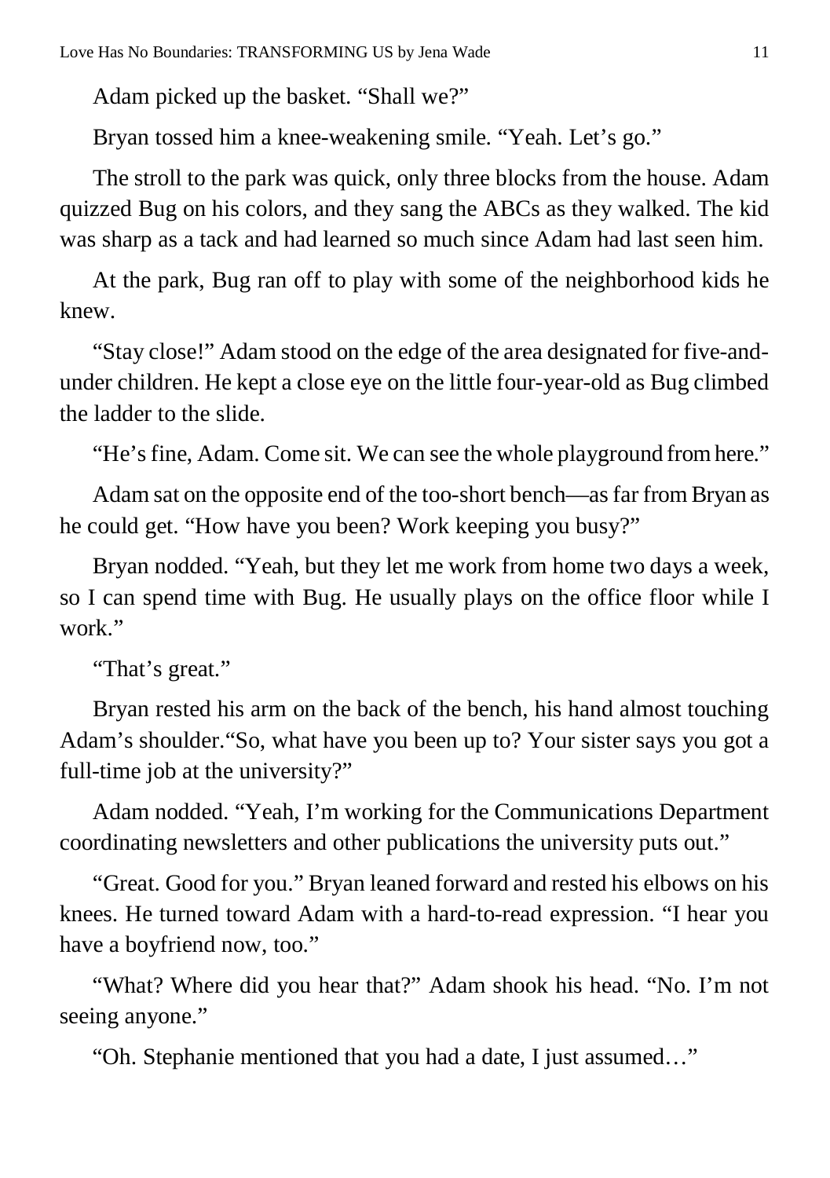Adam picked up the basket. "Shall we?"

Bryan tossed him a knee-weakening smile. "Yeah. Let's go."

The stroll to the park was quick, only three blocks from the house. Adam quizzed Bug on his colors, and they sang the ABCs as they walked. The kid was sharp as a tack and had learned so much since Adam had last seen him.

At the park, Bug ran off to play with some of the neighborhood kids he knew.

"Stay close!" Adam stood on the edge of the area designated for five-and-under children. He kept a close eye on the little four-year-old as Bug climbed the ladder to the slide.

"He's fine, Adam. Come sit. We can see the whole playground from here."

Adam sat on the opposite end of the too-short bench—as far from Bryan as he could get. "How have you been? Work keeping you busy?"

Bryan nodded. "Yeah, but they let me work from home two days a week, so I can spend time with Bug. He usually plays on the office floor while I work."

"That's great."

Bryan rested his arm on the back of the bench, his hand almost touching Adam's shoulder."So, what have you been up to? Your sister says you got a full-time job at the university?"

Adam nodded. "Yeah, I'm working for the Communications Department coordinating newsletters and other publications the university puts out."

"Great. Good for you." Bryan leaned forward and rested his elbows on his knees. He turned toward Adam with a hard-to-read expression. "I hear you have a boyfriend now, too."

"What? Where did you hear that?" Adam shook his head. "No. I'm not seeing anyone."

"Oh. Stephanie mentioned that you had a date, I just assumed…"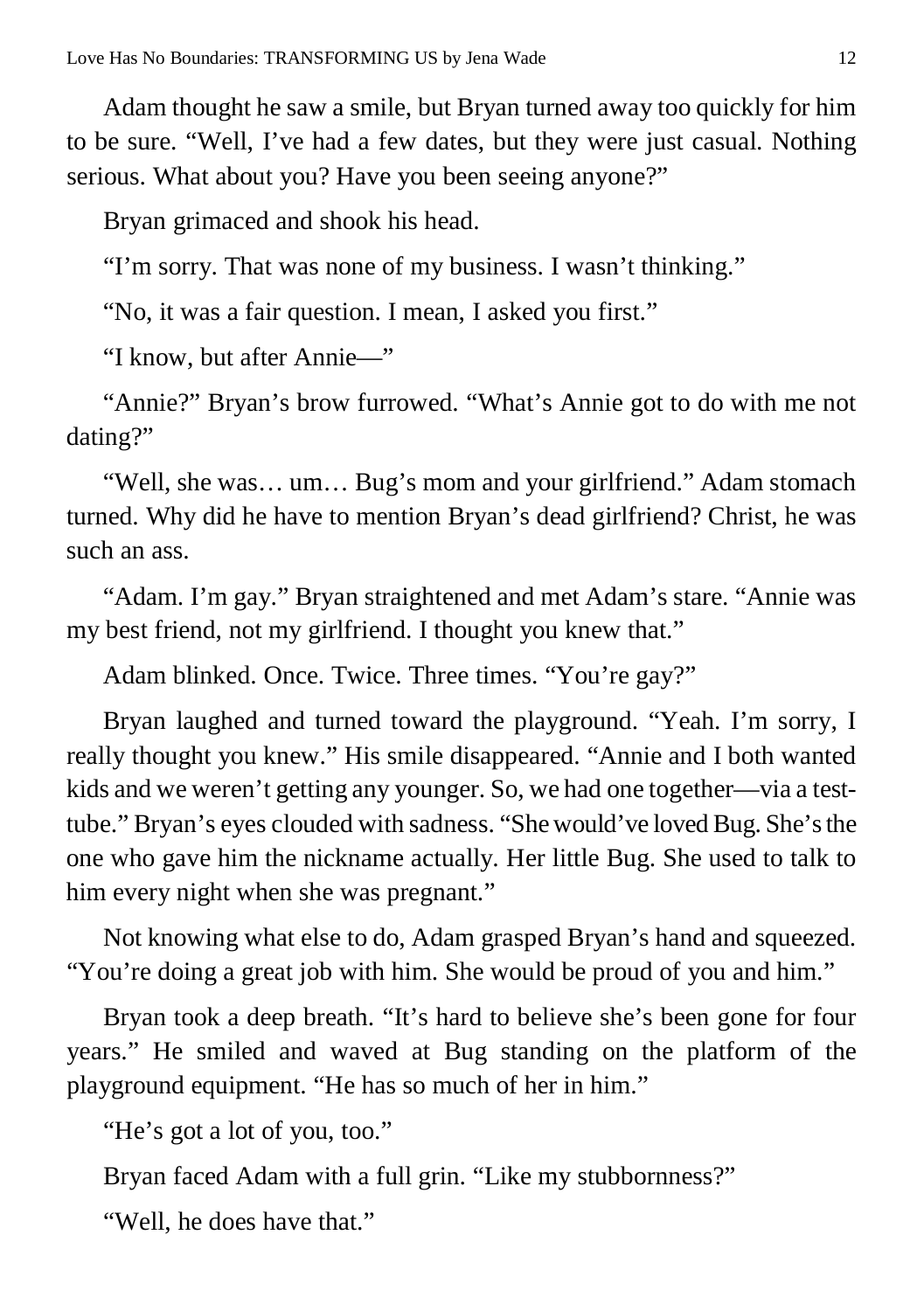Adam thought he saw a smile, but Bryan turned away too quickly for him to be sure. "Well, I've had a few dates, but they were just casual. Nothing serious. What about you? Have you been seeing anyone?"

Bryan grimaced and shook his head.

"I'm sorry. That was none of my business. I wasn't thinking."

"No, it was a fair question. I mean, I asked you first."

"I know, but after Annie—"

"Annie?" Bryan's brow furrowed. "What's Annie got to do with me not dating?"

"Well, she was… um… Bug's mom and your girlfriend." Adam stomach turned. Why did he have to mention Bryan's dead girlfriend? Christ, he was such an ass.

"Adam. I'm gay." Bryan straightened and met Adam's stare. "Annie was my best friend, not my girlfriend. I thought you knew that."

Adam blinked. Once. Twice. Three times. "You're gay?"

Bryan laughed and turned toward the playground. "Yeah. I'm sorry, I really thought you knew." His smile disappeared. "Annie and I both wanted kids and we weren't getting any younger. So, we had one together—via a test-tube." Bryan's eyes clouded with sadness. "She would've loved Bug. She's the one who gave him the nickname actually. Her little Bug. She used to talk to him every night when she was pregnant."

Not knowing what else to do, Adam grasped Bryan's hand and squeezed. "You're doing a great job with him. She would be proud of you and him."

Bryan took a deep breath. "It's hard to believe she's been gone for four years." He smiled and waved at Bug standing on the platform of the playground equipment. "He has so much of her in him."

"He's got a lot of you, too."

Bryan faced Adam with a full grin. "Like my stubbornness?"

"Well, he does have that."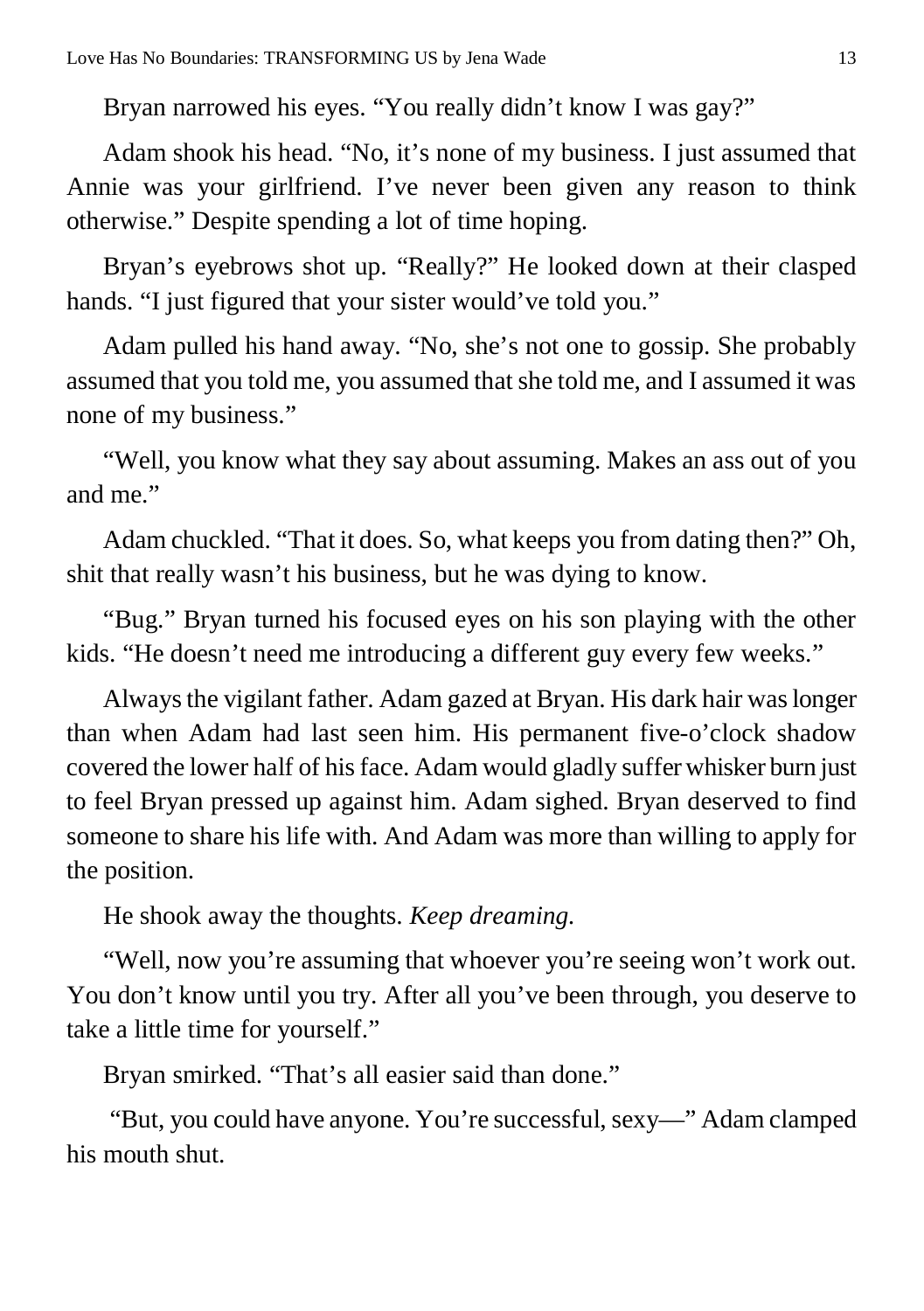Bryan narrowed his eyes. "You really didn't know I was gay?"

Adam shook his head. "No, it's none of my business. I just assumed that Annie was your girlfriend. I've never been given any reason to think otherwise." Despite spending a lot of time hoping.

Bryan's eyebrows shot up. "Really?" He looked down at their clasped hands. "I just figured that your sister would've told you."

Adam pulled his hand away. "No, she's not one to gossip. She probably assumed that you told me, you assumed that she told me, and I assumed it was none of my business."

"Well, you know what they say about assuming. Makes an ass out of you and me."

Adam chuckled. "That it does. So, what keeps you from dating then?" Oh, shit that really wasn't his business, but he was dying to know.

"Bug." Bryan turned his focused eyes on his son playing with the other kids. "He doesn't need me introducing a different guy every few weeks."

Always the vigilant father. Adam gazed at Bryan. His dark hair was longer than when Adam had last seen him. His permanent five-o'clock shadow covered the lower half of his face. Adam would gladly suffer whisker burn just to feel Bryan pressed up against him. Adam sighed. Bryan deserved to find someone to share his life with. And Adam was more than willing to apply for the position.

He shook away the thoughts. *Keep dreaming.*

"Well, now you're assuming that whoever you're seeing won't work out. You don't know until you try. After all you've been through, you deserve to take a little time for yourself."

Bryan smirked. "That's all easier said than done."

"But, you could have anyone. You're successful, sexy—" Adam clamped his mouth shut.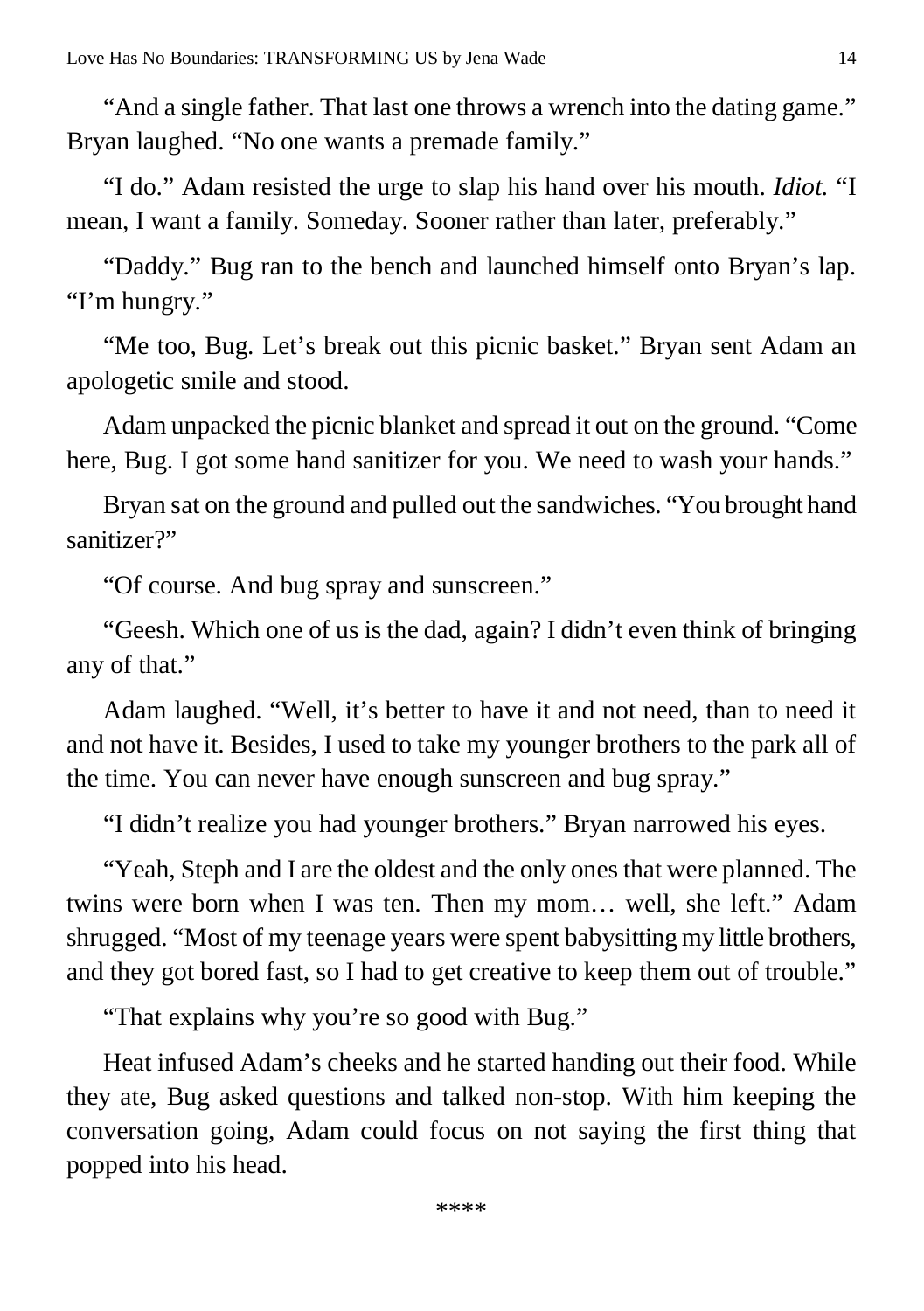"And a single father. That last one throws a wrench into the dating game." Bryan laughed. "No one wants a premade family."

"I do." Adam resisted the urge to slap his hand over his mouth. *Idiot.* "I mean, I want a family. Someday. Sooner rather than later, preferably."

"Daddy." Bug ran to the bench and launched himself onto Bryan's lap. "I'm hungry."

"Me too, Bug. Let's break out this picnic basket." Bryan sent Adam an apologetic smile and stood.

Adam unpacked the picnic blanket and spread it out on the ground. "Come here, Bug. I got some hand sanitizer for you. We need to wash your hands."

Bryan sat on the ground and pulled out the sandwiches. "You brought hand sanitizer?"

"Of course. And bug spray and sunscreen."

"Geesh. Which one of us is the dad, again? I didn't even think of bringing any of that."

Adam laughed. "Well, it's better to have it and not need, than to need it and not have it. Besides, I used to take my younger brothers to the park all of the time. You can never have enough sunscreen and bug spray."

"I didn't realize you had younger brothers." Bryan narrowed his eyes.

"Yeah, Steph and I are the oldest and the only ones that were planned. The twins were born when I was ten. Then my mom… well, she left." Adam shrugged. "Most of my teenage years were spent babysitting my little brothers, and they got bored fast, so I had to get creative to keep them out of trouble."

"That explains why you're so good with Bug."

Heat infused Adam's cheeks and he started handing out their food. While they ate, Bug asked questions and talked non-stop. With him keeping the conversation going, Adam could focus on not saying the first thing that popped into his head.

\*\*\*\*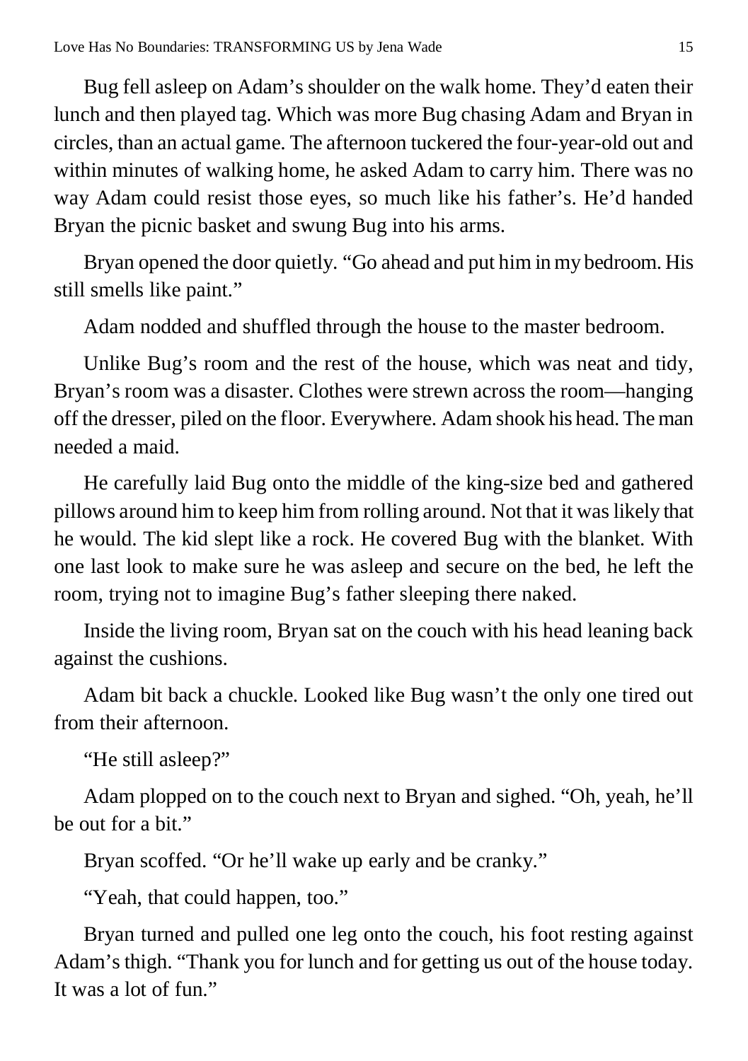Bug fell asleep on Adam's shoulder on the walk home. They'd eaten their lunch and then played tag. Which was more Bug chasing Adam and Bryan in circles, than an actual game. The afternoon tuckered the four-year-old out and within minutes of walking home, he asked Adam to carry him. There was no way Adam could resist those eyes, so much like his father's. He'd handed Bryan the picnic basket and swung Bug into his arms.

Bryan opened the door quietly. "Go ahead and put him in my bedroom. His still smells like paint."

Adam nodded and shuffled through the house to the master bedroom.

Unlike Bug's room and the rest of the house, which was neat and tidy, Bryan's room was a disaster. Clothes were strewn across the room—hanging off the dresser, piled on the floor. Everywhere. Adam shook his head. The man needed a maid.

He carefully laid Bug onto the middle of the king-size bed and gathered pillows around him to keep him from rolling around. Not that it was likely that he would. The kid slept like a rock. He covered Bug with the blanket. With one last look to make sure he was asleep and secure on the bed, he left the room, trying not to imagine Bug's father sleeping there naked.

Inside the living room, Bryan sat on the couch with his head leaning back against the cushions.

Adam bit back a chuckle. Looked like Bug wasn't the only one tired out from their afternoon.

"He still asleep?"

Adam plopped on to the couch next to Bryan and sighed. "Oh, yeah, he'll be out for a bit."

Bryan scoffed. "Or he'll wake up early and be cranky."

"Yeah, that could happen, too."

Bryan turned and pulled one leg onto the couch, his foot resting against Adam's thigh. "Thank you for lunch and for getting us out of the house today. It was a lot of fun."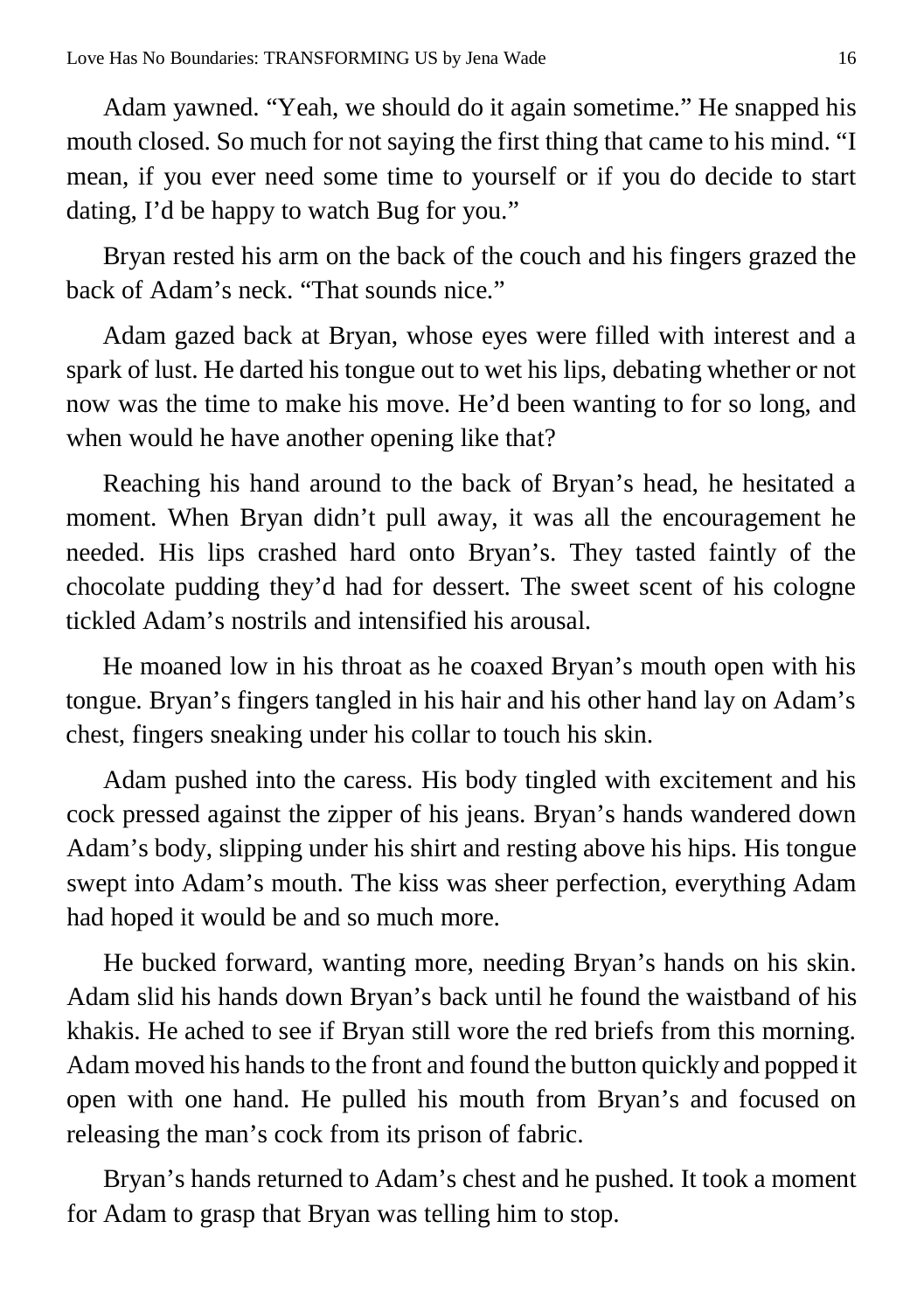Adam yawned. “Yeah, we should do it again sometime.” He snapped his mouth closed. So much for not saying the first thing that came to his mind. “I mean, if you ever need some time to yourself or if you do decide to start dating, I’d be happy to watch Bug for you.”

Bryan rested his arm on the back of the couch and his fingers grazed the back of Adam’s neck. “That sounds nice.”

Adam gazed back at Bryan, whose eyes were filled with interest and a spark of lust. He darted his tongue out to wet his lips, debating whether or not now was the time to make his move. He’d been wanting to for so long, and when would he have another opening like that?

Reaching his hand around to the back of Bryan’s head, he hesitated a moment. When Bryan didn’t pull away, it was all the encouragement he needed. His lips crashed hard onto Bryan’s. They tasted faintly of the chocolate pudding they’d had for dessert. The sweet scent of his cologne tickled Adam’s nostrils and intensified his arousal.

He moaned low in his throat as he coaxed Bryan’s mouth open with his tongue. Bryan’s fingers tangled in his hair and his other hand lay on Adam’s chest, fingers sneaking under his collar to touch his skin.

Adam pushed into the caress. His body tingled with excitement and his cock pressed against the zipper of his jeans. Bryan’s hands wandered down Adam’s body, slipping under his shirt and resting above his hips. His tongue swept into Adam’s mouth. The kiss was sheer perfection, everything Adam had hoped it would be and so much more.

He bucked forward, wanting more, needing Bryan’s hands on his skin. Adam slid his hands down Bryan’s back until he found the waistband of his khakis. He ached to see if Bryan still wore the red briefs from this morning. Adam moved his hands to the front and found the button quickly and popped it open with one hand. He pulled his mouth from Bryan’s and focused on releasing the man’s cock from its prison of fabric.

Bryan’s hands returned to Adam’s chest and he pushed. It took a moment for Adam to grasp that Bryan was telling him to stop.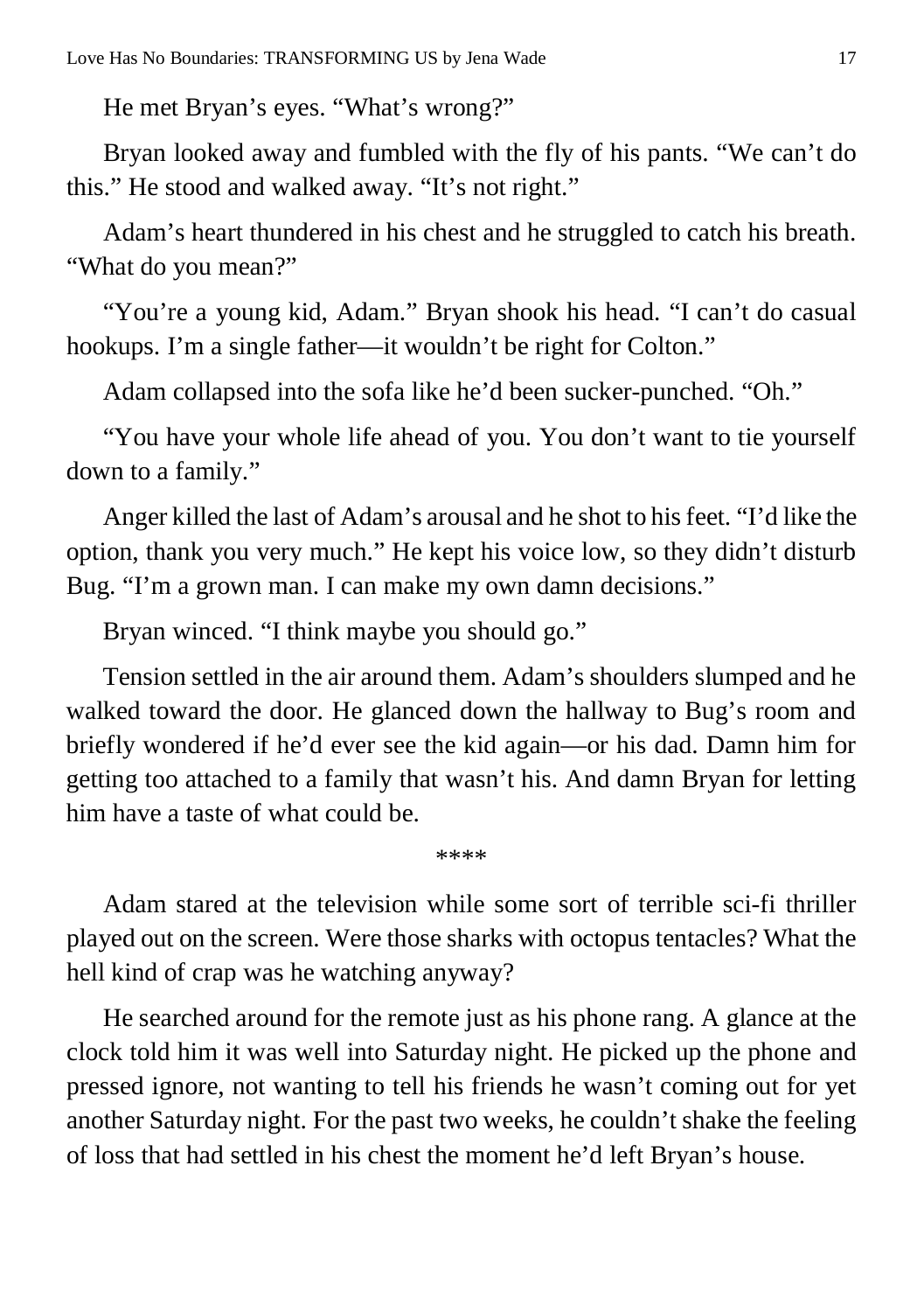He met Bryan's eyes. "What's wrong?"

Bryan looked away and fumbled with the fly of his pants. "We can't do this." He stood and walked away. "It's not right."

Adam's heart thundered in his chest and he struggled to catch his breath. "What do you mean?"

"You're a young kid, Adam." Bryan shook his head. "I can't do casual hookups. I'm a single father—it wouldn't be right for Colton."

Adam collapsed into the sofa like he'd been sucker-punched. "Oh."

"You have your whole life ahead of you. You don't want to tie yourself down to a family."

Anger killed the last of Adam's arousal and he shot to his feet. "I'd like the option, thank you very much." He kept his voice low, so they didn't disturb Bug. "I'm a grown man. I can make my own damn decisions."

Bryan winced. "I think maybe you should go."

Tension settled in the air around them. Adam's shoulders slumped and he walked toward the door. He glanced down the hallway to Bug's room and briefly wondered if he'd ever see the kid again—or his dad. Damn him for getting too attached to a family that wasn't his. And damn Bryan for letting him have a taste of what could be.

****

Adam stared at the television while some sort of terrible sci-fi thriller played out on the screen. Were those sharks with octopus tentacles? What the hell kind of crap was he watching anyway?

He searched around for the remote just as his phone rang. A glance at the clock told him it was well into Saturday night. He picked up the phone and pressed ignore, not wanting to tell his friends he wasn't coming out for yet another Saturday night. For the past two weeks, he couldn't shake the feeling of loss that had settled in his chest the moment he'd left Bryan's house.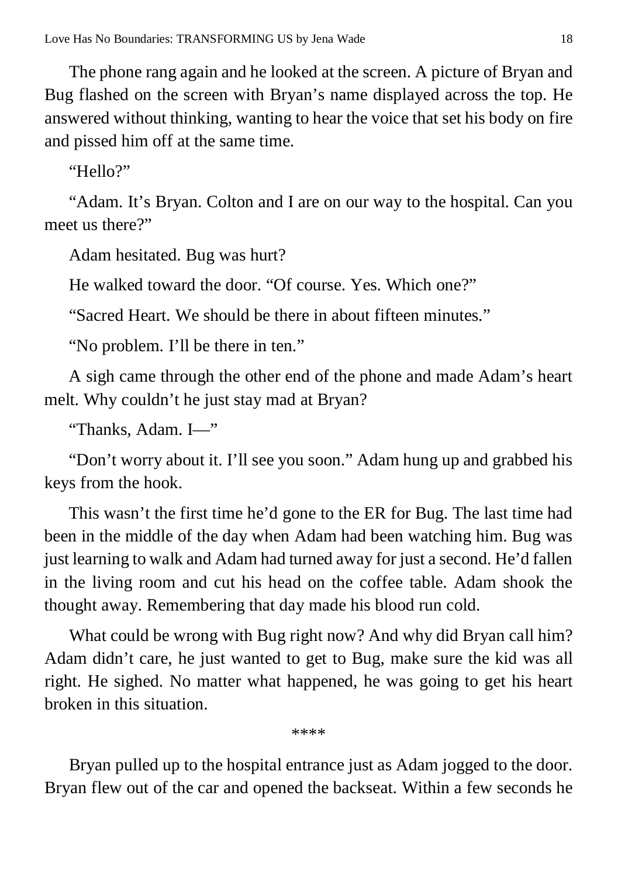The phone rang again and he looked at the screen. A picture of Bryan and Bug flashed on the screen with Bryan's name displayed across the top. He answered without thinking, wanting to hear the voice that set his body on fire and pissed him off at the same time.

"Hello?"

"Adam. It's Bryan. Colton and I are on our way to the hospital. Can you meet us there?"

Adam hesitated. Bug was hurt?

He walked toward the door. "Of course. Yes. Which one?"

"Sacred Heart. We should be there in about fifteen minutes."

"No problem. I'll be there in ten."

A sigh came through the other end of the phone and made Adam's heart melt. Why couldn't he just stay mad at Bryan?

"Thanks, Adam. I—"

"Don't worry about it. I'll see you soon." Adam hung up and grabbed his keys from the hook.

This wasn't the first time he'd gone to the ER for Bug. The last time had been in the middle of the day when Adam had been watching him. Bug was just learning to walk and Adam had turned away for just a second. He'd fallen in the living room and cut his head on the coffee table. Adam shook the thought away. Remembering that day made his blood run cold.

What could be wrong with Bug right now? And why did Bryan call him? Adam didn't care, he just wanted to get to Bug, make sure the kid was all right. He sighed. No matter what happened, he was going to get his heart broken in this situation.

****

Bryan pulled up to the hospital entrance just as Adam jogged to the door. Bryan flew out of the car and opened the backseat. Within a few seconds he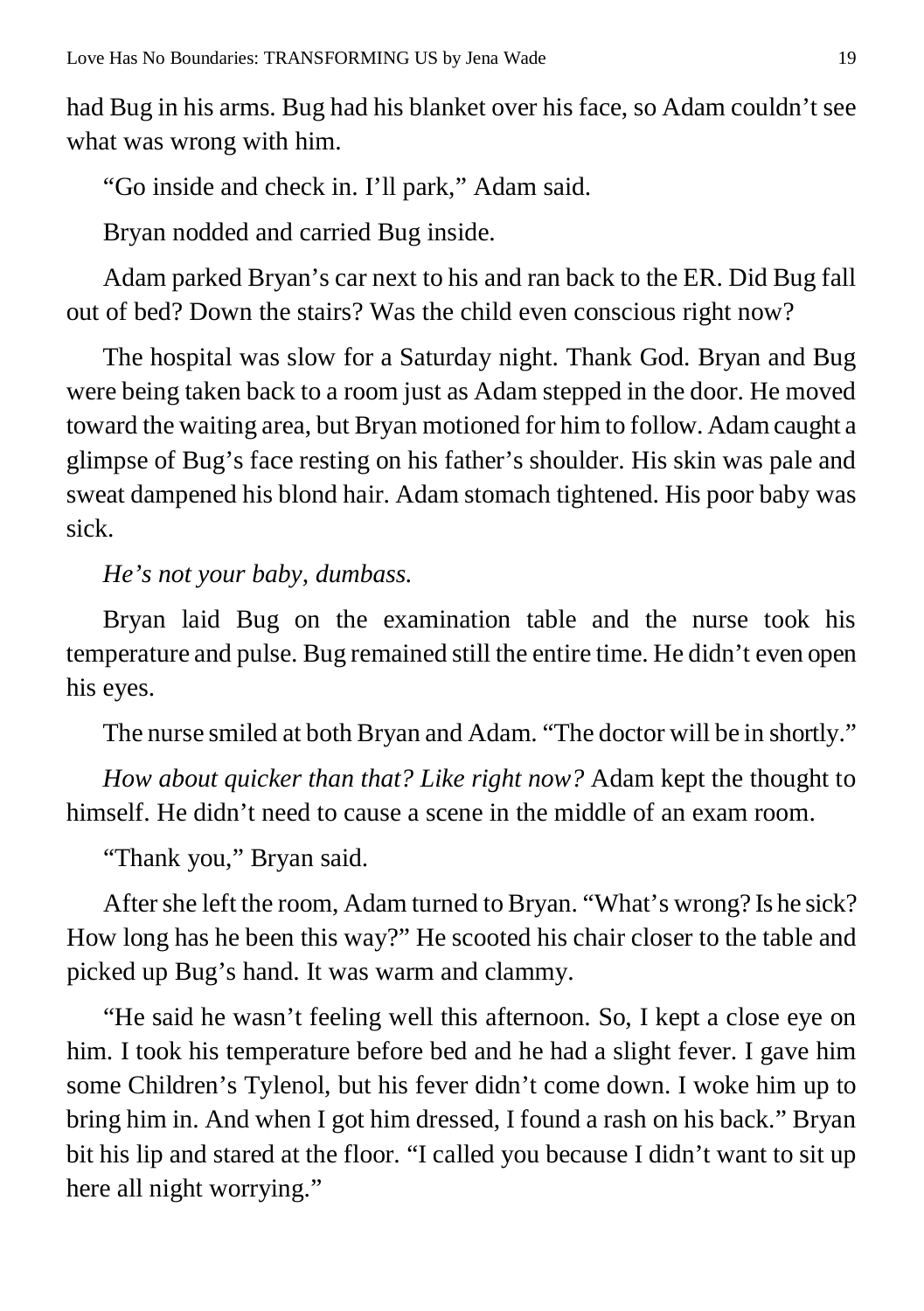had Bug in his arms. Bug had his blanket over his face, so Adam couldn't see what was wrong with him.

"Go inside and check in. I'll park," Adam said.

Bryan nodded and carried Bug inside.

Adam parked Bryan's car next to his and ran back to the ER. Did Bug fall out of bed? Down the stairs? Was the child even conscious right now?

The hospital was slow for a Saturday night. Thank God. Bryan and Bug were being taken back to a room just as Adam stepped in the door. He moved toward the waiting area, but Bryan motioned for him to follow. Adam caught a glimpse of Bug's face resting on his father's shoulder. His skin was pale and sweat dampened his blond hair. Adam stomach tightened. His poor baby was sick.

*He's not your baby, dumbass.*

Bryan laid Bug on the examination table and the nurse took his temperature and pulse. Bug remained still the entire time. He didn't even open his eyes.

The nurse smiled at both Bryan and Adam. "The doctor will be in shortly."

*How about quicker than that? Like right now?* Adam kept the thought to himself. He didn't need to cause a scene in the middle of an exam room.

"Thank you," Bryan said.

After she left the room, Adam turned to Bryan. "What's wrong? Is he sick? How long has he been this way?" He scooted his chair closer to the table and picked up Bug's hand. It was warm and clammy.

"He said he wasn't feeling well this afternoon. So, I kept a close eye on him. I took his temperature before bed and he had a slight fever. I gave him some Children's Tylenol, but his fever didn't come down. I woke him up to bring him in. And when I got him dressed, I found a rash on his back." Bryan bit his lip and stared at the floor. "I called you because I didn't want to sit up here all night worrying."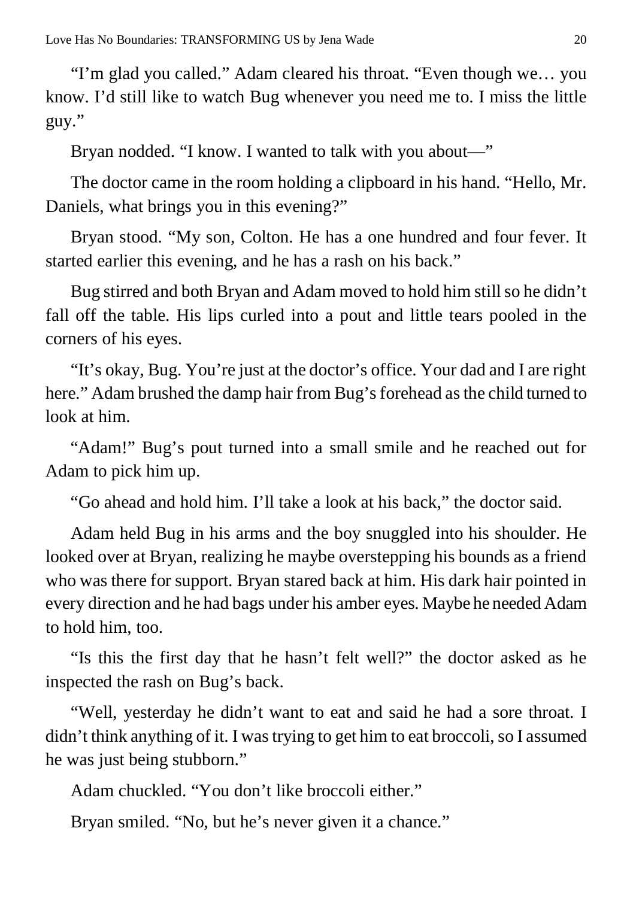"I'm glad you called." Adam cleared his throat. "Even though we… you know. I'd still like to watch Bug whenever you need me to. I miss the little guy."

Bryan nodded. "I know. I wanted to talk with you about—"

The doctor came in the room holding a clipboard in his hand. "Hello, Mr. Daniels, what brings you in this evening?"

Bryan stood. "My son, Colton. He has a one hundred and four fever. It started earlier this evening, and he has a rash on his back."

Bug stirred and both Bryan and Adam moved to hold him still so he didn't fall off the table. His lips curled into a pout and little tears pooled in the corners of his eyes.

"It's okay, Bug. You're just at the doctor's office. Your dad and I are right here." Adam brushed the damp hair from Bug's forehead as the child turned to look at him.

"Adam!" Bug's pout turned into a small smile and he reached out for Adam to pick him up.

"Go ahead and hold him. I'll take a look at his back," the doctor said.

Adam held Bug in his arms and the boy snuggled into his shoulder. He looked over at Bryan, realizing he maybe overstepping his bounds as a friend who was there for support. Bryan stared back at him. His dark hair pointed in every direction and he had bags under his amber eyes. Maybe he needed Adam to hold him, too.

"Is this the first day that he hasn't felt well?" the doctor asked as he inspected the rash on Bug's back.

"Well, yesterday he didn't want to eat and said he had a sore throat. I didn't think anything of it. I was trying to get him to eat broccoli, so I assumed he was just being stubborn."

Adam chuckled. "You don't like broccoli either."

Bryan smiled. "No, but he's never given it a chance."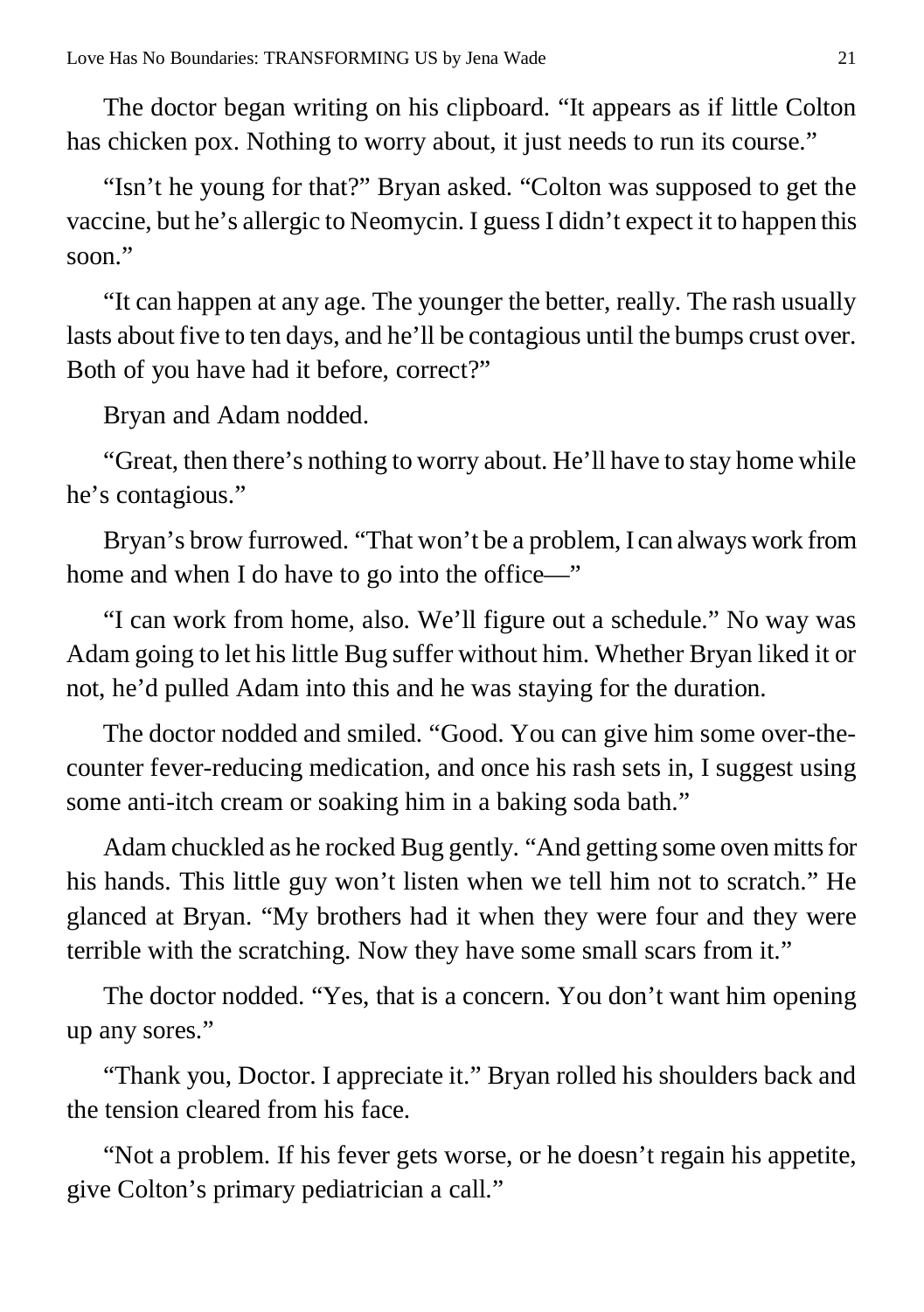The doctor began writing on his clipboard. "It appears as if little Colton has chicken pox. Nothing to worry about, it just needs to run its course."

"Isn't he young for that?" Bryan asked. "Colton was supposed to get the vaccine, but he's allergic to Neomycin. I guess I didn't expect it to happen this soon."

"It can happen at any age. The younger the better, really. The rash usually lasts about five to ten days, and he'll be contagious until the bumps crust over. Both of you have had it before, correct?"

Bryan and Adam nodded.

"Great, then there's nothing to worry about. He'll have to stay home while he's contagious."

Bryan's brow furrowed. "That won't be a problem, I can always work from home and when I do have to go into the office—"

"I can work from home, also. We'll figure out a schedule." No way was Adam going to let his little Bug suffer without him. Whether Bryan liked it or not, he'd pulled Adam into this and he was staying for the duration.

The doctor nodded and smiled. "Good. You can give him some over-the-counter fever-reducing medication, and once his rash sets in, I suggest using some anti-itch cream or soaking him in a baking soda bath."

Adam chuckled as he rocked Bug gently. "And getting some oven mitts for his hands. This little guy won't listen when we tell him not to scratch." He glanced at Bryan. "My brothers had it when they were four and they were terrible with the scratching. Now they have some small scars from it."

The doctor nodded. "Yes, that is a concern. You don't want him opening up any sores."

"Thank you, Doctor. I appreciate it." Bryan rolled his shoulders back and the tension cleared from his face.

"Not a problem. If his fever gets worse, or he doesn't regain his appetite, give Colton's primary pediatrician a call."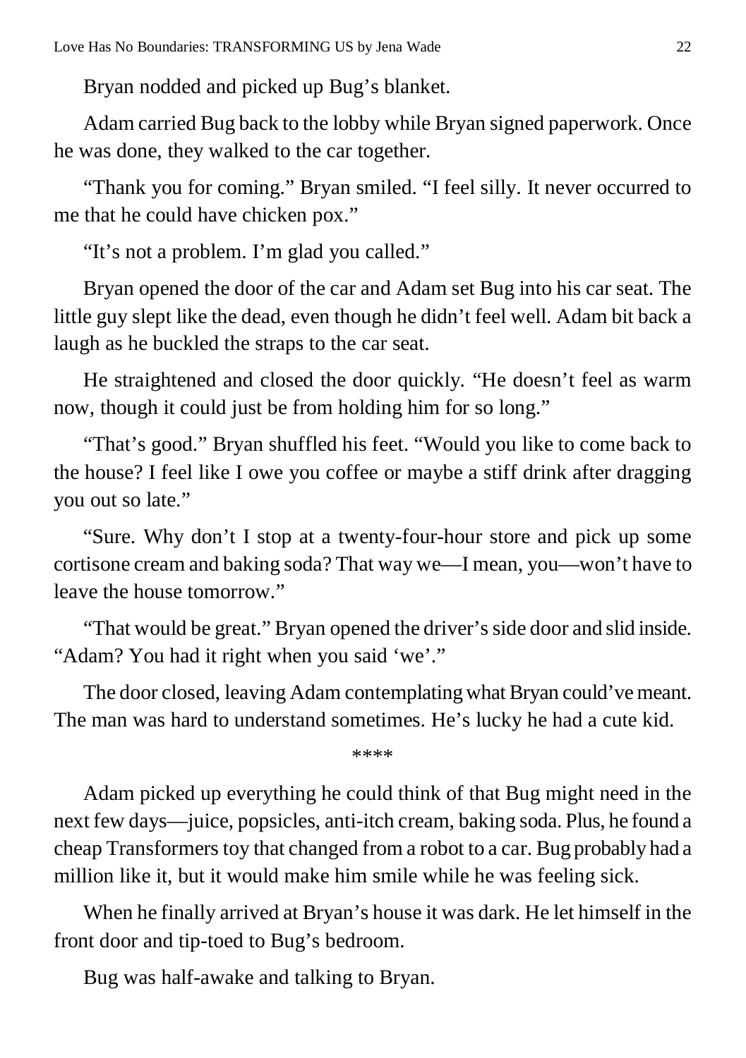Bryan nodded and picked up Bug's blanket.

Adam carried Bug back to the lobby while Bryan signed paperwork. Once he was done, they walked to the car together.

"Thank you for coming." Bryan smiled. "I feel silly. It never occurred to me that he could have chicken pox."

"It's not a problem. I'm glad you called."

Bryan opened the door of the car and Adam set Bug into his car seat. The little guy slept like the dead, even though he didn't feel well. Adam bit back a laugh as he buckled the straps to the car seat.

He straightened and closed the door quickly. "He doesn't feel as warm now, though it could just be from holding him for so long."

"That's good." Bryan shuffled his feet. "Would you like to come back to the house? I feel like I owe you coffee or maybe a stiff drink after dragging you out so late."

"Sure. Why don't I stop at a twenty-four-hour store and pick up some cortisone cream and baking soda? That way we—I mean, you—won't have to leave the house tomorrow."

"That would be great." Bryan opened the driver's side door and slid inside. "Adam? You had it right when you said 'we'."

The door closed, leaving Adam contemplating what Bryan could've meant. The man was hard to understand sometimes. He's lucky he had a cute kid.

\*\*\*\*

Adam picked up everything he could think of that Bug might need in the next few days—juice, popsicles, anti-itch cream, baking soda. Plus, he found a cheap Transformers toy that changed from a robot to a car. Bug probably had a million like it, but it would make him smile while he was feeling sick.

When he finally arrived at Bryan's house it was dark. He let himself in the front door and tip-toed to Bug's bedroom.

Bug was half-awake and talking to Bryan.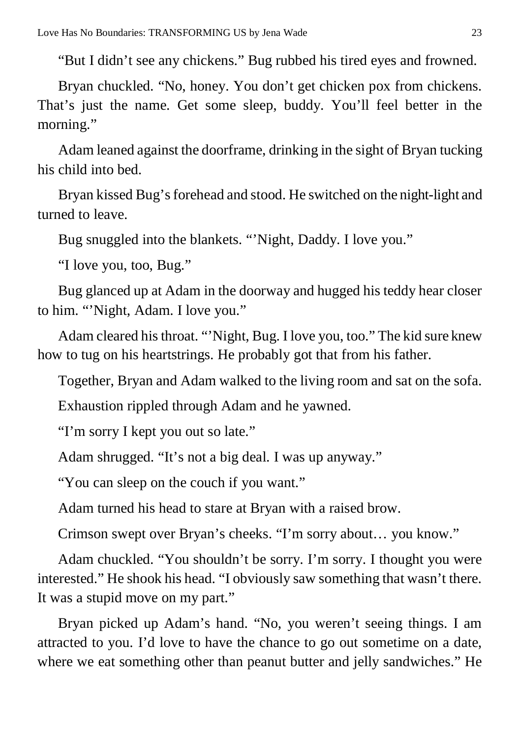"But I didn't see any chickens." Bug rubbed his tired eyes and frowned.

Bryan chuckled. "No, honey. You don't get chicken pox from chickens. That's just the name. Get some sleep, buddy. You'll feel better in the morning."

Adam leaned against the doorframe, drinking in the sight of Bryan tucking his child into bed.

Bryan kissed Bug's forehead and stood. He switched on the night-light and turned to leave.

Bug snuggled into the blankets. "'Night, Daddy. I love you."

"I love you, too, Bug."

Bug glanced up at Adam in the doorway and hugged his teddy hear closer to him. "'Night, Adam. I love you."

Adam cleared his throat. "'Night, Bug. I love you, too." The kid sure knew how to tug on his heartstrings. He probably got that from his father.

Together, Bryan and Adam walked to the living room and sat on the sofa.

Exhaustion rippled through Adam and he yawned.

"I'm sorry I kept you out so late."

Adam shrugged. "It's not a big deal. I was up anyway."

"You can sleep on the couch if you want."

Adam turned his head to stare at Bryan with a raised brow.

Crimson swept over Bryan's cheeks. "I'm sorry about… you know."

Adam chuckled. "You shouldn't be sorry. I'm sorry. I thought you were interested." He shook his head. "I obviously saw something that wasn't there. It was a stupid move on my part."

Bryan picked up Adam's hand. "No, you weren't seeing things. I am attracted to you. I'd love to have the chance to go out sometime on a date, where we eat something other than peanut butter and jelly sandwiches." He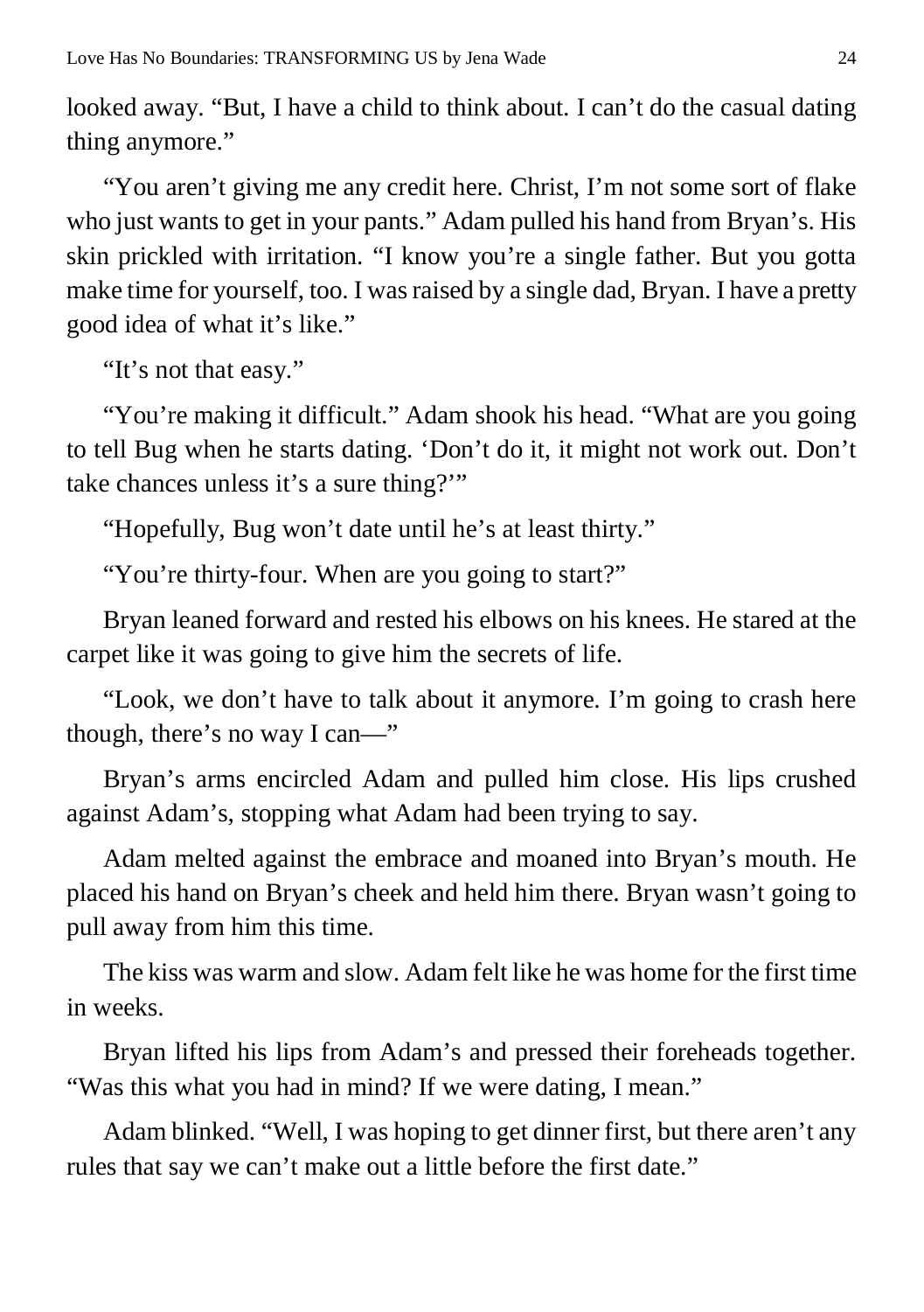looked away. "But, I have a child to think about. I can't do the casual dating thing anymore."

"You aren't giving me any credit here. Christ, I'm not some sort of flake who just wants to get in your pants." Adam pulled his hand from Bryan's. His skin prickled with irritation. "I know you're a single father. But you gotta make time for yourself, too. I was raised by a single dad, Bryan. I have a pretty good idea of what it's like."

"It's not that easy."

"You're making it difficult." Adam shook his head. "What are you going to tell Bug when he starts dating. 'Don't do it, it might not work out. Don't take chances unless it's a sure thing?'"

"Hopefully, Bug won't date until he's at least thirty."

"You're thirty-four. When are you going to start?"

Bryan leaned forward and rested his elbows on his knees. He stared at the carpet like it was going to give him the secrets of life.

"Look, we don't have to talk about it anymore. I'm going to crash here though, there's no way I can—"

Bryan's arms encircled Adam and pulled him close. His lips crushed against Adam's, stopping what Adam had been trying to say.

Adam melted against the embrace and moaned into Bryan's mouth. He placed his hand on Bryan's cheek and held him there. Bryan wasn't going to pull away from him this time.

The kiss was warm and slow. Adam felt like he was home for the first time in weeks.

Bryan lifted his lips from Adam's and pressed their foreheads together. "Was this what you had in mind? If we were dating, I mean."

Adam blinked. "Well, I was hoping to get dinner first, but there aren't any rules that say we can't make out a little before the first date."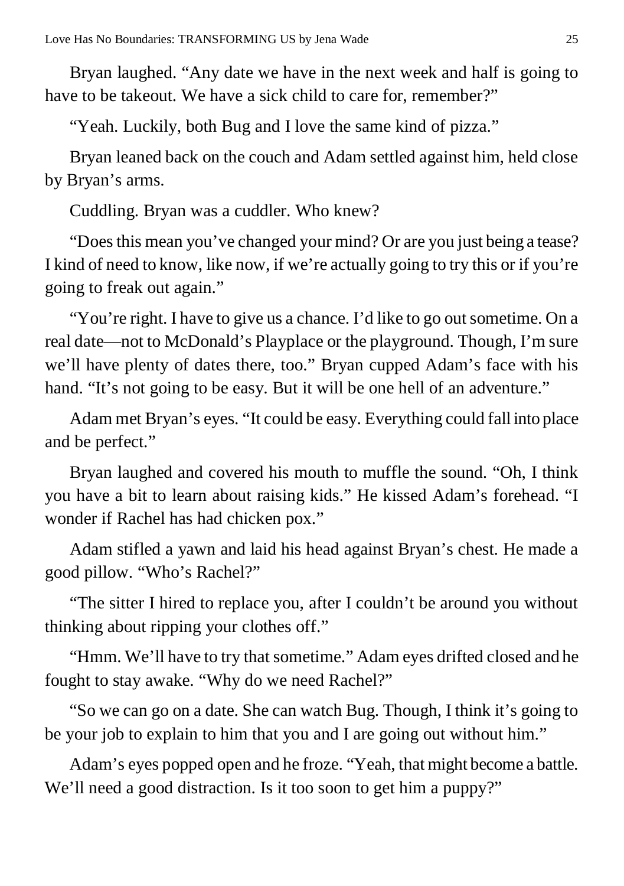Bryan laughed. "Any date we have in the next week and half is going to have to be takeout. We have a sick child to care for, remember?"

"Yeah. Luckily, both Bug and I love the same kind of pizza."

Bryan leaned back on the couch and Adam settled against him, held close by Bryan's arms.

Cuddling. Bryan was a cuddler. Who knew?

"Does this mean you've changed your mind? Or are you just being a tease? I kind of need to know, like now, if we're actually going to try this or if you're going to freak out again."

"You're right. I have to give us a chance. I'd like to go out sometime. On a real date—not to McDonald's Playplace or the playground. Though, I'm sure we'll have plenty of dates there, too." Bryan cupped Adam's face with his hand. "It's not going to be easy. But it will be one hell of an adventure."

Adam met Bryan's eyes. "It could be easy. Everything could fall into place and be perfect."

Bryan laughed and covered his mouth to muffle the sound. "Oh, I think you have a bit to learn about raising kids." He kissed Adam's forehead. "I wonder if Rachel has had chicken pox."

Adam stifled a yawn and laid his head against Bryan's chest. He made a good pillow. "Who's Rachel?"

"The sitter I hired to replace you, after I couldn't be around you without thinking about ripping your clothes off."

"Hmm. We'll have to try that sometime." Adam eyes drifted closed and he fought to stay awake. "Why do we need Rachel?"

"So we can go on a date. She can watch Bug. Though, I think it's going to be your job to explain to him that you and I are going out without him."

Adam's eyes popped open and he froze. "Yeah, that might become a battle. We'll need a good distraction. Is it too soon to get him a puppy?"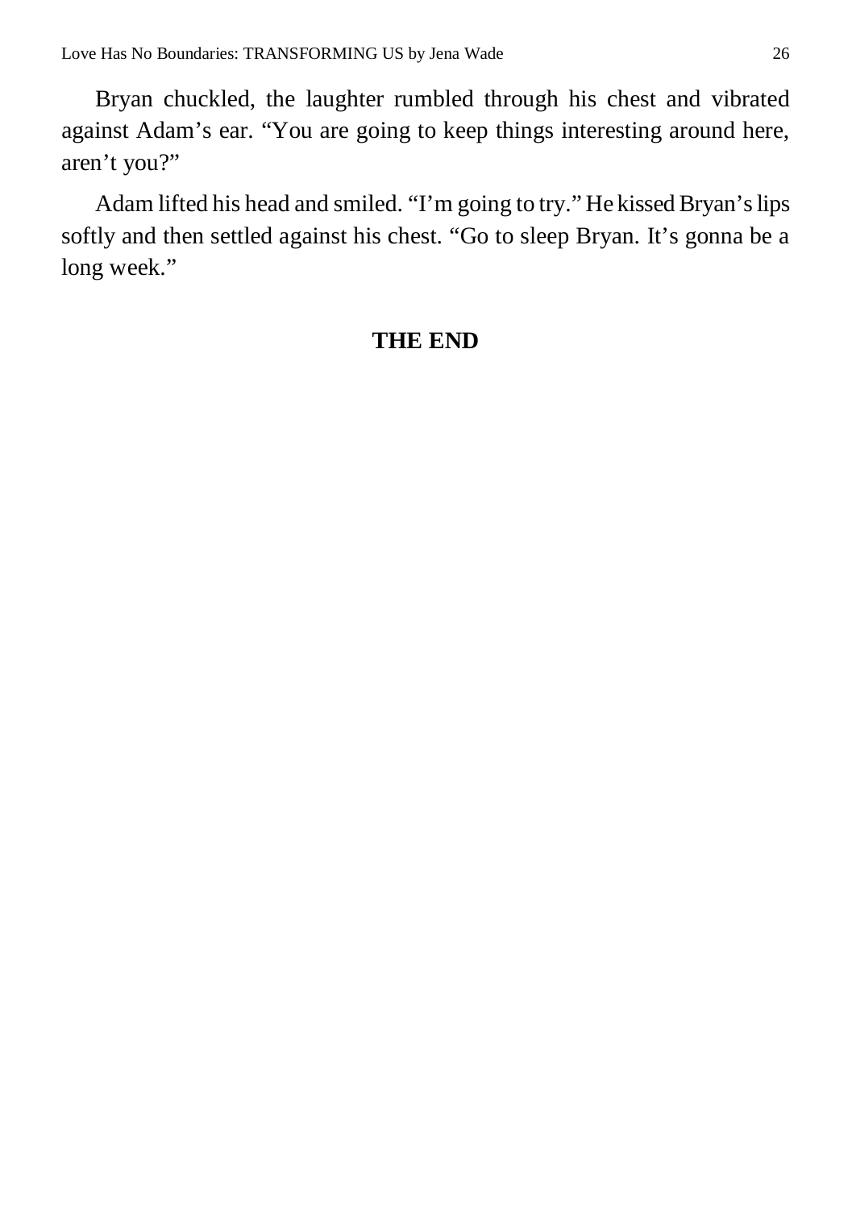Bryan chuckled, the laughter rumbled through his chest and vibrated against Adam's ear. "You are going to keep things interesting around here, aren't you?"

Adam lifted his head and smiled. "I'm going to try." He kissed Bryan's lips softly and then settled against his chest. "Go to sleep Bryan. It's gonna be a long week."

**THE END**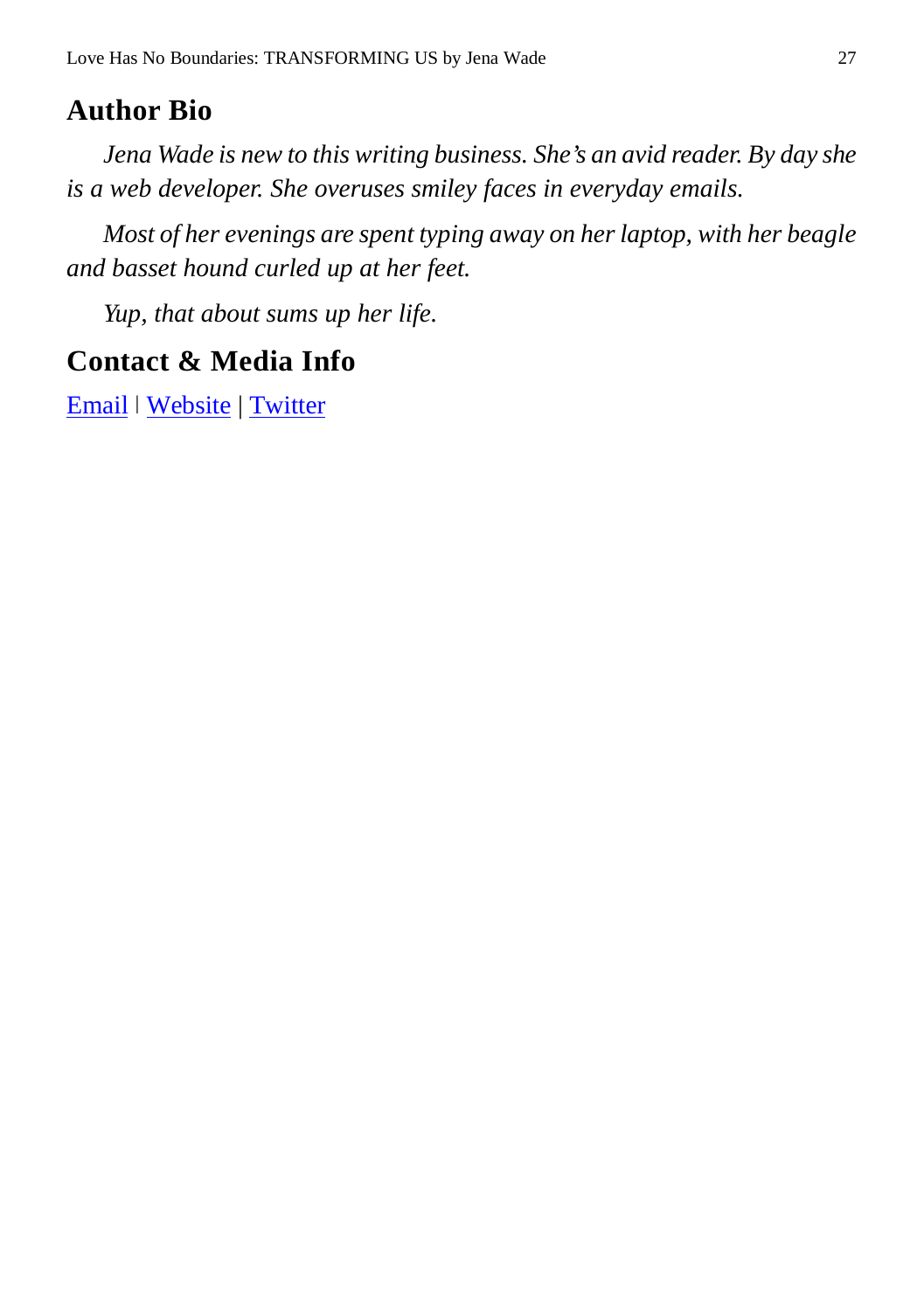## Author Bio

*Jena Wade is new to this writing business. She's an avid reader. By day she is a web developer. She overuses smiley faces in everyday emails.*

*Most of her evenings are spent typing away on her laptop, with her beagle and basset hound curled up at her feet.*

*Yup, that about sums up her life.*

## Contact & Media Info

Email | Website | Twitter